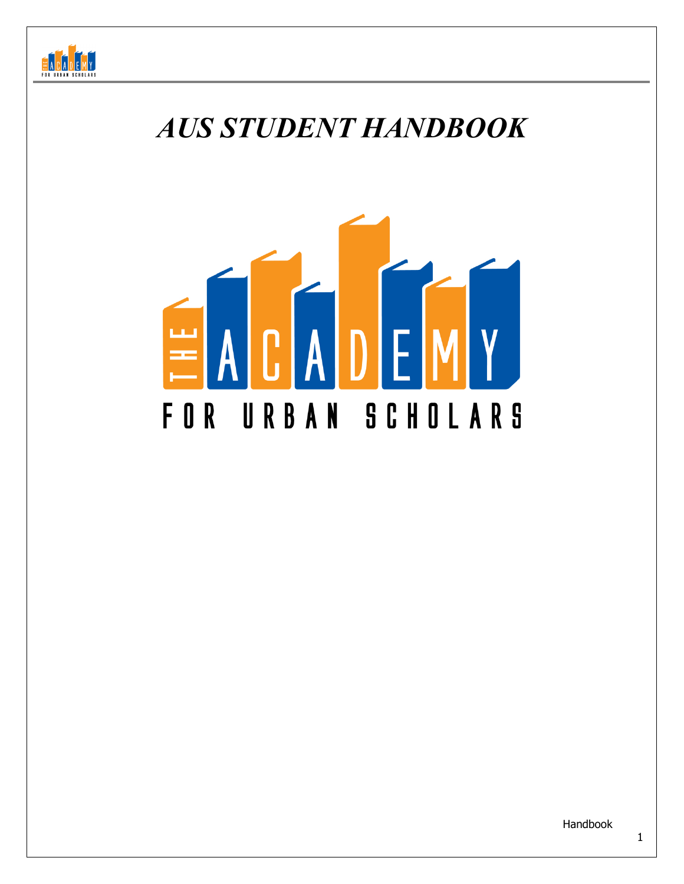# *AUS STUDENT HANDBOOK*

THE ACADEMY

FOR URBAN SCHOLARS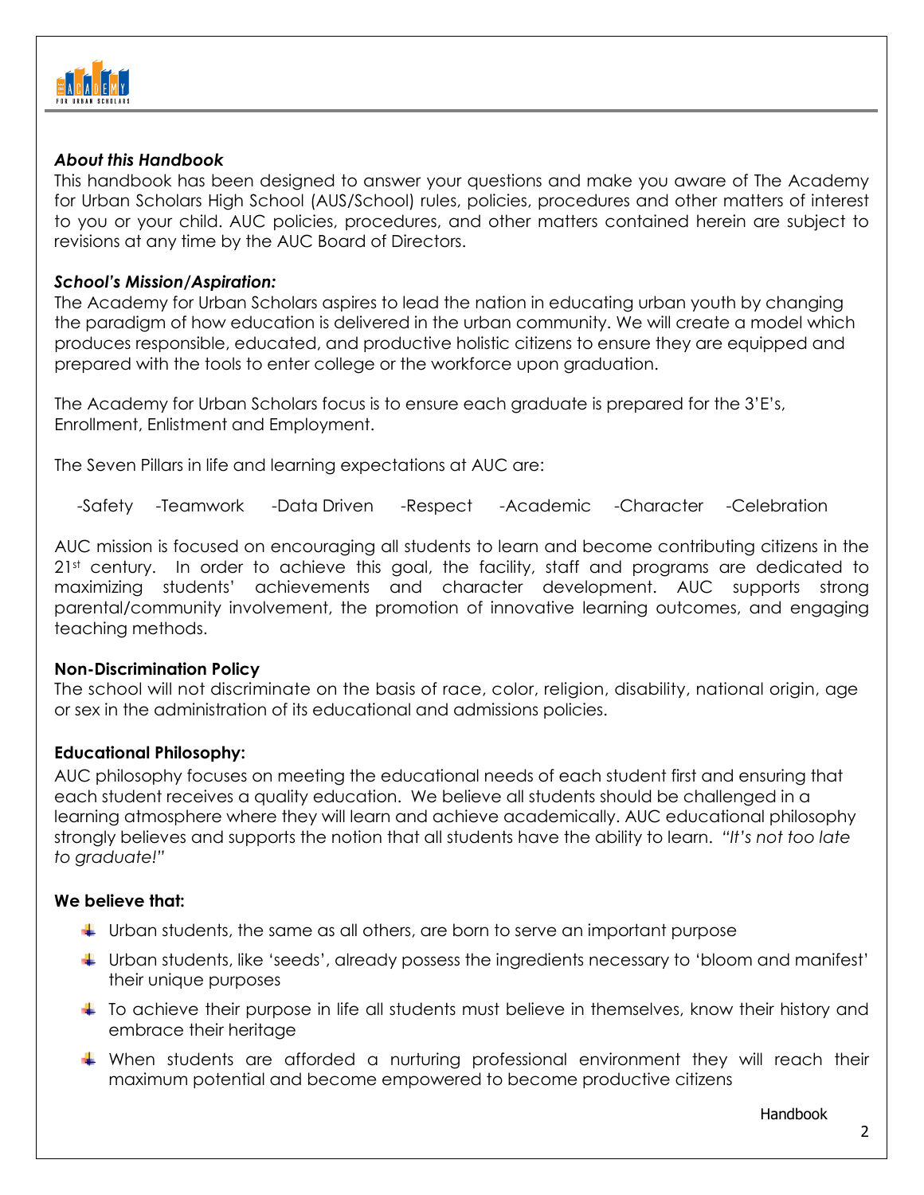### *About this Handbook*

This handbook has been designed to answer your questions and make you aware of The Academy for Urban Scholars High School (AUS/School) rules, policies, procedures and other matters of interest to you or your child. AUC policies, procedures, and other matters contained herein are subject to revisions at any time by the AUC Board of Directors.

### *School's Mission/Aspiration:*

The Academy for Urban Scholars aspires to lead the nation in educating urban youth by changing the paradigm of how education is delivered in the urban community. We will create a model which produces responsible, educated, and productive holistic citizens to ensure they are equipped and prepared with the tools to enter college or the workforce upon graduation.

The Academy for Urban Scholars focus is to ensure each graduate is prepared for the 3'E's, Enrollment, Enlistment and Employment.

The Seven Pillars in life and learning expectations at AUC are:

-Safety -Teamwork -Data Driven -Respect -Academic -Character -Celebration

AUC mission is focused on encouraging all students to learn and become contributing citizens in the 21st century. In order to achieve this goal, the facility, staff and programs are dedicated to maximizing students' achievements and character development. AUC supports strong parental/community involvement, the promotion of innovative learning outcomes, and engaging teaching methods.

### **Non-Discrimination Policy**

The school will not discriminate on the basis of race, color, religion, disability, national origin, age or sex in the administration of its educational and admissions policies.

### **Educational Philosophy:**

AUC philosophy focuses on meeting the educational needs of each student first and ensuring that each student receives a quality education. We believe all students should be challenged in a learning atmosphere where they will learn and achieve academically. AUC educational philosophy strongly believes and supports the notion that all students have the ability to learn. *"It's not too late to graduate!"*

### **We believe that:**

- Urban students, the same as all others, are born to serve an important purpose
- Urban students, like 'seeds', already possess the ingredients necessary to 'bloom and manifest' their unique purposes
- To achieve their purpose in life all students must believe in themselves, know their history and embrace their heritage
- When students are afforded a nurturing professional environment they will reach their maximum potential and become empowered to become productive citizens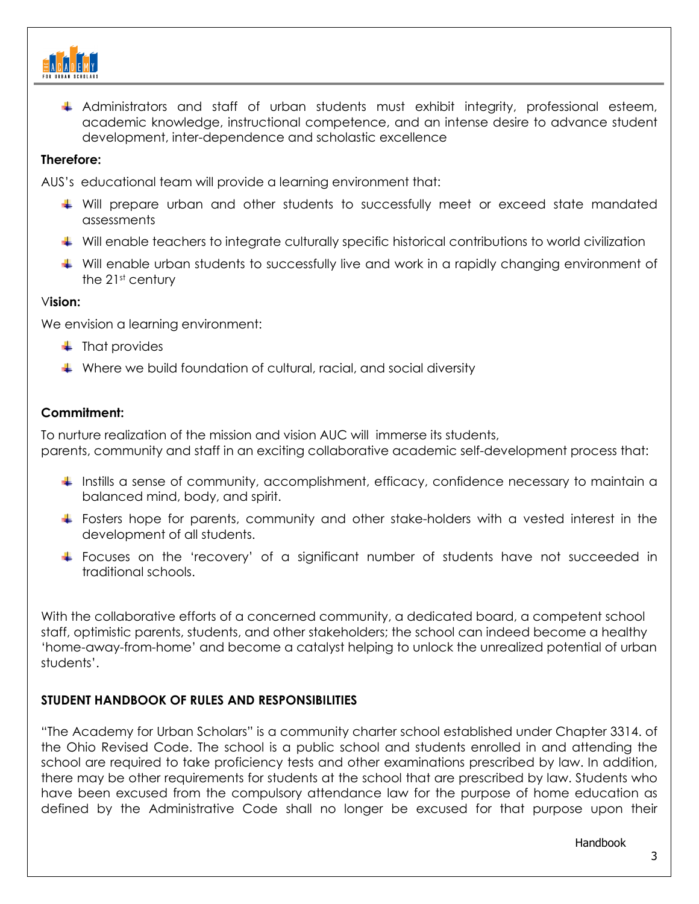- Administrators and staff of urban students must exhibit integrity, professional esteem, academic knowledge, instructional competence, and an intense desire to advance student development, inter-dependence and scholastic excellence

**Therefore:**

AUS's educational team will provide a learning environment that:

- Will prepare urban and other students to successfully meet or exceed state mandated assessments
- Will enable teachers to integrate culturally specific historical contributions to world civilization
- Will enable urban students to successfully live and work in a rapidly changing environment of the 21st century

**Vision:**

We envision a learning environment:

- That provides
- Where we build foundation of cultural, racial, and social diversity

**Commitment:**

To nurture realization of the mission and vision AUC will immerse its students, parents, community and staff in an exciting collaborative academic self-development process that:

- Instills a sense of community, accomplishment, efficacy, confidence necessary to maintain a balanced mind, body, and spirit.
- Fosters hope for parents, community and other stake-holders with a vested interest in the development of all students.
- Focuses on the 'recovery' of a significant number of students have not succeeded in traditional schools.

With the collaborative efforts of a concerned community, a dedicated board, a competent school staff, optimistic parents, students, and other stakeholders; the school can indeed become a healthy 'home-away-from-home' and become a catalyst helping to unlock the unrealized potential of urban students'.

**STUDENT HANDBOOK OF RULES AND RESPONSIBILITIES**

"The Academy for Urban Scholars" is a community charter school established under Chapter 3314. of the Ohio Revised Code. The school is a public school and students enrolled in and attending the school are required to take proficiency tests and other examinations prescribed by law. In addition, there may be other requirements for students at the school that are prescribed by law. Students who have been excused from the compulsory attendance law for the purpose of home education as defined by the Administrative Code shall no longer be excused for that purpose upon their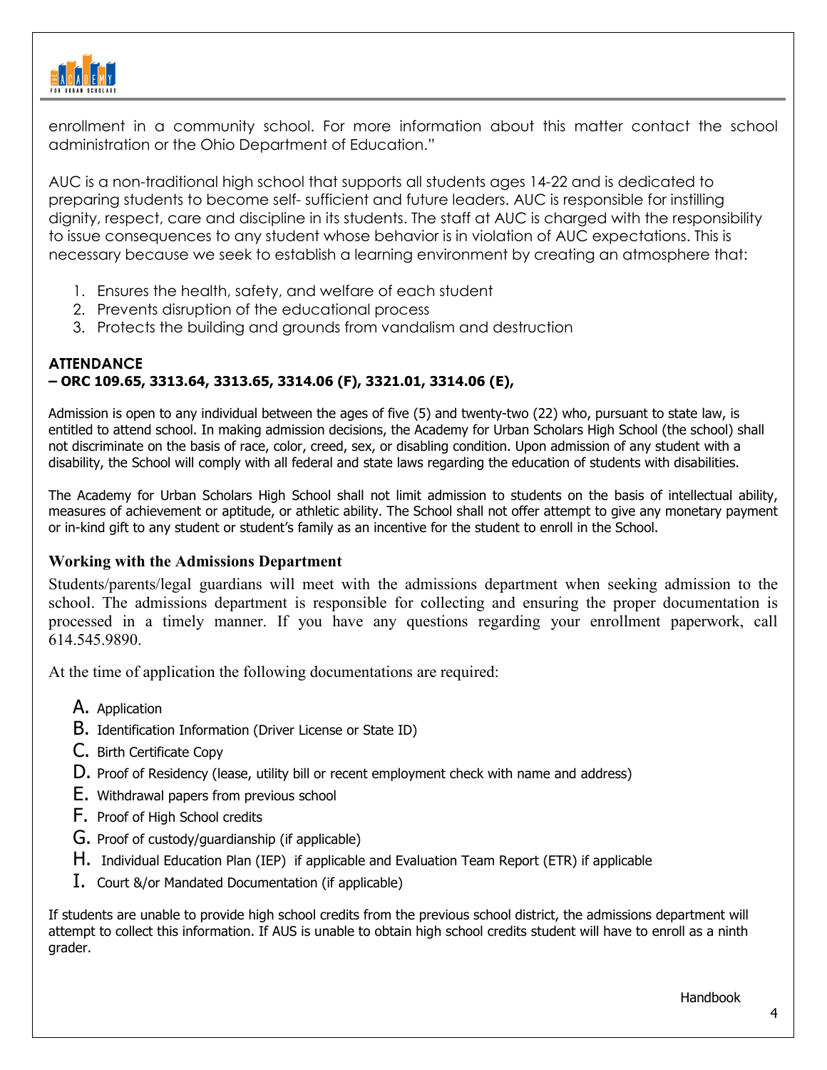enrollment in a community school. For more information about this matter contact the school administration or the Ohio Department of Education."

AUC is a non-traditional high school that supports all students ages 14-22 and is dedicated to preparing students to become self- sufficient and future leaders. AUC is responsible for instilling dignity, respect, care and discipline in its students. The staff at AUC is charged with the responsibility to issue consequences to any student whose behavior is in violation of AUC expectations. This is necessary because we seek to establish a learning environment by creating an atmosphere that:

1. Ensures the health, safety, and welfare of each student
2. Prevents disruption of the educational process
3. Protects the building and grounds from vandalism and destruction

## ATTENDANCE
**– ORC 109.65, 3313.64, 3313.65, 3314.06 (F), 3321.01, 3314.06 (E),**

Admission is open to any individual between the ages of five (5) and twenty-two (22) who, pursuant to state law, is entitled to attend school. In making admission decisions, the Academy for Urban Scholars High School (the school) shall not discriminate on the basis of race, color, creed, sex, or disabling condition. Upon admission of any student with a disability, the School will comply with all federal and state laws regarding the education of students with disabilities.

The Academy for Urban Scholars High School shall not limit admission to students on the basis of intellectual ability, measures of achievement or aptitude, or athletic ability. The School shall not offer attempt to give any monetary payment or in-kind gift to any student or student's family as an incentive for the student to enroll in the School.

### Working with the Admissions Department

Students/parents/legal guardians will meet with the admissions department when seeking admission to the school. The admissions department is responsible for collecting and ensuring the proper documentation is processed in a timely manner. If you have any questions regarding your enrollment paperwork, call 614.545.9890.

At the time of application the following documentations are required:

A. Application
B. Identification Information (Driver License or State ID)
C. Birth Certificate Copy
D. Proof of Residency (lease, utility bill or recent employment check with name and address)
E. Withdrawal papers from previous school
F. Proof of High School credits
G. Proof of custody/guardianship (if applicable)
H. Individual Education Plan (IEP) if applicable and Evaluation Team Report (ETR) if applicable
I. Court &/or Mandated Documentation (if applicable)

If students are unable to provide high school credits from the previous school district, the admissions department will attempt to collect this information. If AUS is unable to obtain high school credits student will have to enroll as a ninth grader.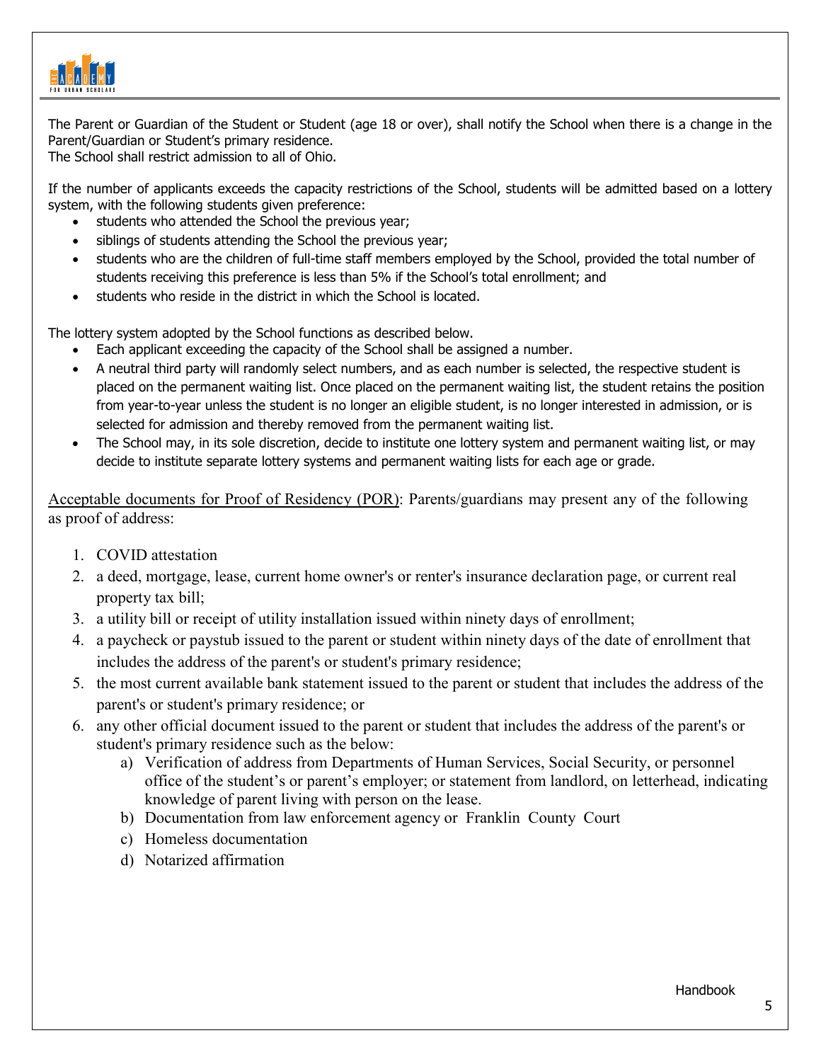The Parent or Guardian of the Student or Student (age 18 or over), shall notify the School when there is a change in the Parent/Guardian or Student's primary residence.
The School shall restrict admission to all of Ohio.

If the number of applicants exceeds the capacity restrictions of the School, students will be admitted based on a lottery system, with the following students given preference:

- students who attended the School the previous year;
- siblings of students attending the School the previous year;
- students who are the children of full-time staff members employed by the School, provided the total number of students receiving this preference is less than 5% if the School's total enrollment; and
- students who reside in the district in which the School is located.

The lottery system adopted by the School functions as described below.

- Each applicant exceeding the capacity of the School shall be assigned a number.
- A neutral third party will randomly select numbers, and as each number is selected, the respective student is placed on the permanent waiting list. Once placed on the permanent waiting list, the student retains the position from year-to-year unless the student is no longer an eligible student, is no longer interested in admission, or is selected for admission and thereby removed from the permanent waiting list.
- The School may, in its sole discretion, decide to institute one lottery system and permanent waiting list, or may decide to institute separate lottery systems and permanent waiting lists for each age or grade.

Acceptable documents for Proof of Residency (POR): Parents/guardians may present any of the following as proof of address:

1. COVID attestation
2. a deed, mortgage, lease, current home owner's or renter's insurance declaration page, or current real property tax bill;
3. a utility bill or receipt of utility installation issued within ninety days of enrollment;
4. a paycheck or paystub issued to the parent or student within ninety days of the date of enrollment that includes the address of the parent's or student's primary residence;
5. the most current available bank statement issued to the parent or student that includes the address of the parent's or student's primary residence; or
6. any other official document issued to the parent or student that includes the address of the parent's or student's primary residence such as the below:
   a) Verification of address from Departments of Human Services, Social Security, or personnel office of the student's or parent's employer; or statement from landlord, on letterhead, indicating knowledge of parent living with person on the lease.
   b) Documentation from law enforcement agency or Franklin County Court
   c) Homeless documentation
   d) Notarized affirmation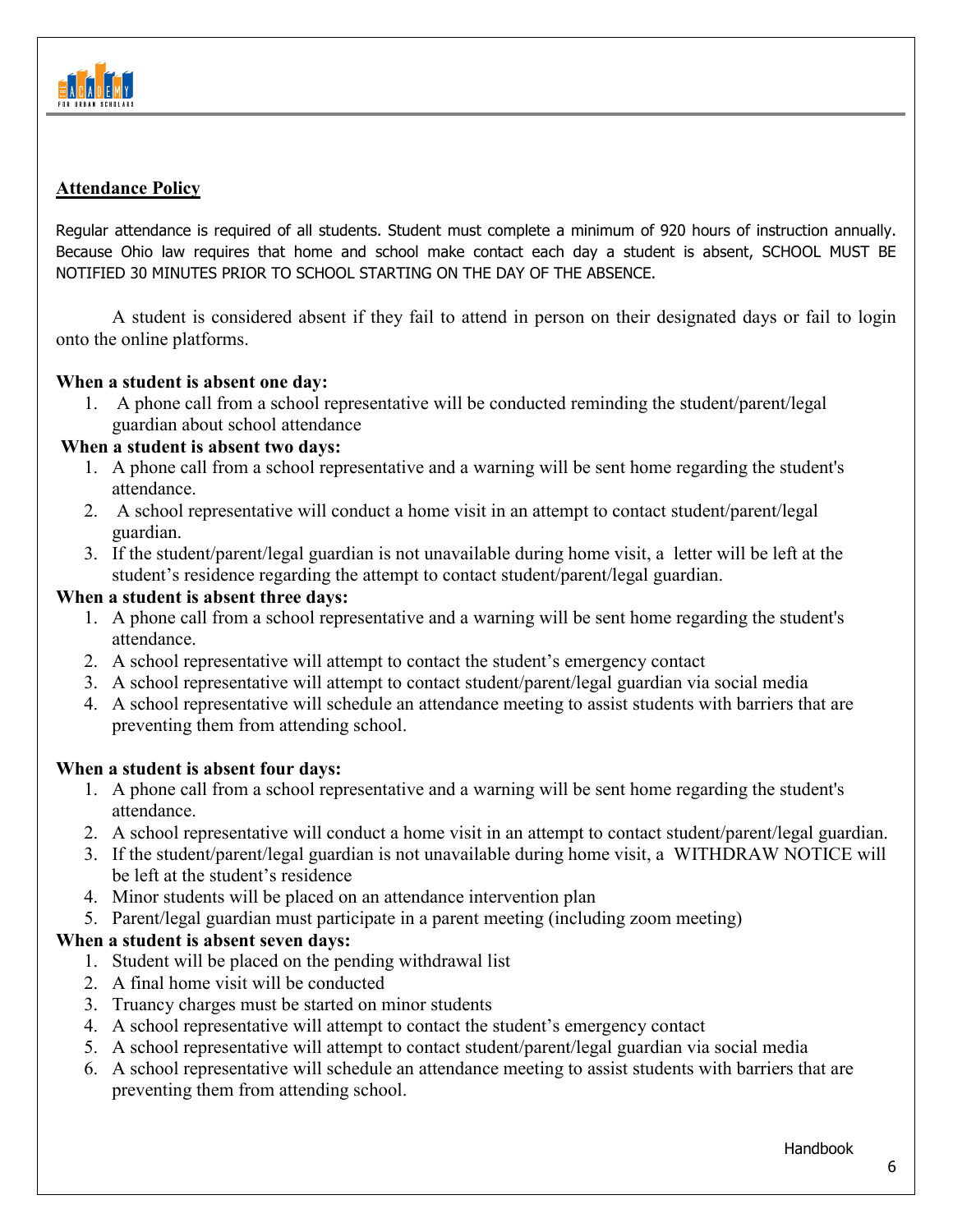## Attendance Policy

Regular attendance is required of all students. Student must complete a minimum of 920 hours of instruction annually. Because Ohio law requires that home and school make contact each day a student is absent, SCHOOL MUST BE NOTIFIED 30 MINUTES PRIOR TO SCHOOL STARTING ON THE DAY OF THE ABSENCE.

A student is considered absent if they fail to attend in person on their designated days or fail to login onto the online platforms.

**When a student is absent one day:**

1. A phone call from a school representative will be conducted reminding the student/parent/legal guardian about school attendance

**When a student is absent two days:**

1. A phone call from a school representative and a warning will be sent home regarding the student's attendance.
2. A school representative will conduct a home visit in an attempt to contact student/parent/legal guardian.
3. If the student/parent/legal guardian is not unavailable during home visit, a letter will be left at the student's residence regarding the attempt to contact student/parent/legal guardian.

**When a student is absent three days:**

1. A phone call from a school representative and a warning will be sent home regarding the student's attendance.
2. A school representative will attempt to contact the student's emergency contact
3. A school representative will attempt to contact student/parent/legal guardian via social media
4. A school representative will schedule an attendance meeting to assist students with barriers that are preventing them from attending school.

**When a student is absent four days:**

1. A phone call from a school representative and a warning will be sent home regarding the student's attendance.
2. A school representative will conduct a home visit in an attempt to contact student/parent/legal guardian.
3. If the student/parent/legal guardian is not unavailable during home visit, a WITHDRAW NOTICE will be left at the student's residence
4. Minor students will be placed on an attendance intervention plan
5. Parent/legal guardian must participate in a parent meeting (including zoom meeting)

**When a student is absent seven days:**

1. Student will be placed on the pending withdrawal list
2. A final home visit will be conducted
3. Truancy charges must be started on minor students
4. A school representative will attempt to contact the student's emergency contact
5. A school representative will attempt to contact student/parent/legal guardian via social media
6. A school representative will schedule an attendance meeting to assist students with barriers that are preventing them from attending school.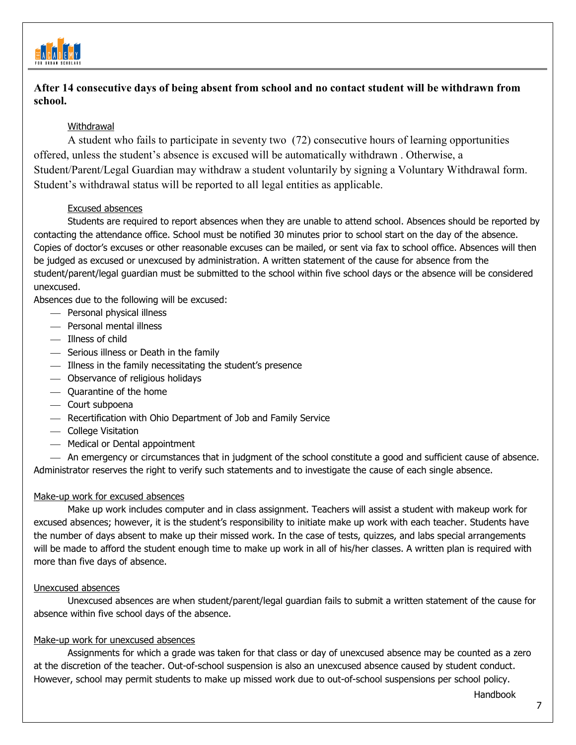**After 14 consecutive days of being absent from school and no contact student will be withdrawn from school.**

Withdrawal

A student who fails to participate in seventy two (72) consecutive hours of learning opportunities offered, unless the student's absence is excused will be automatically withdrawn . Otherwise, a Student/Parent/Legal Guardian may withdraw a student voluntarily by signing a Voluntary Withdrawal form. Student's withdrawal status will be reported to all legal entities as applicable.

Excused absences

Students are required to report absences when they are unable to attend school. Absences should be reported by contacting the attendance office. School must be notified 30 minutes prior to school start on the day of the absence. Copies of doctor's excuses or other reasonable excuses can be mailed, or sent via fax to school office. Absences will then be judged as excused or unexcused by administration. A written statement of the cause for absence from the student/parent/legal guardian must be submitted to the school within five school days or the absence will be considered unexcused.

Absences due to the following will be excused:

- Personal physical illness
- Personal mental illness
- Illness of child
- Serious illness or Death in the family
- Illness in the family necessitating the student's presence
- Observance of religious holidays
- Quarantine of the home
- Court subpoena
- Recertification with Ohio Department of Job and Family Service
- College Visitation
- Medical or Dental appointment
- An emergency or circumstances that in judgment of the school constitute a good and sufficient cause of absence.

Administrator reserves the right to verify such statements and to investigate the cause of each single absence.

Make-up work for excused absences

Make up work includes computer and in class assignment. Teachers will assist a student with makeup work for excused absences; however, it is the student's responsibility to initiate make up work with each teacher. Students have the number of days absent to make up their missed work. In the case of tests, quizzes, and labs special arrangements will be made to afford the student enough time to make up work in all of his/her classes. A written plan is required with more than five days of absence.

Unexcused absences

Unexcused absences are when student/parent/legal guardian fails to submit a written statement of the cause for absence within five school days of the absence.

Make-up work for unexcused absences

Assignments for which a grade was taken for that class or day of unexcused absence may be counted as a zero at the discretion of the teacher. Out-of-school suspension is also an unexcused absence caused by student conduct. However, school may permit students to make up missed work due to out-of-school suspensions per school policy.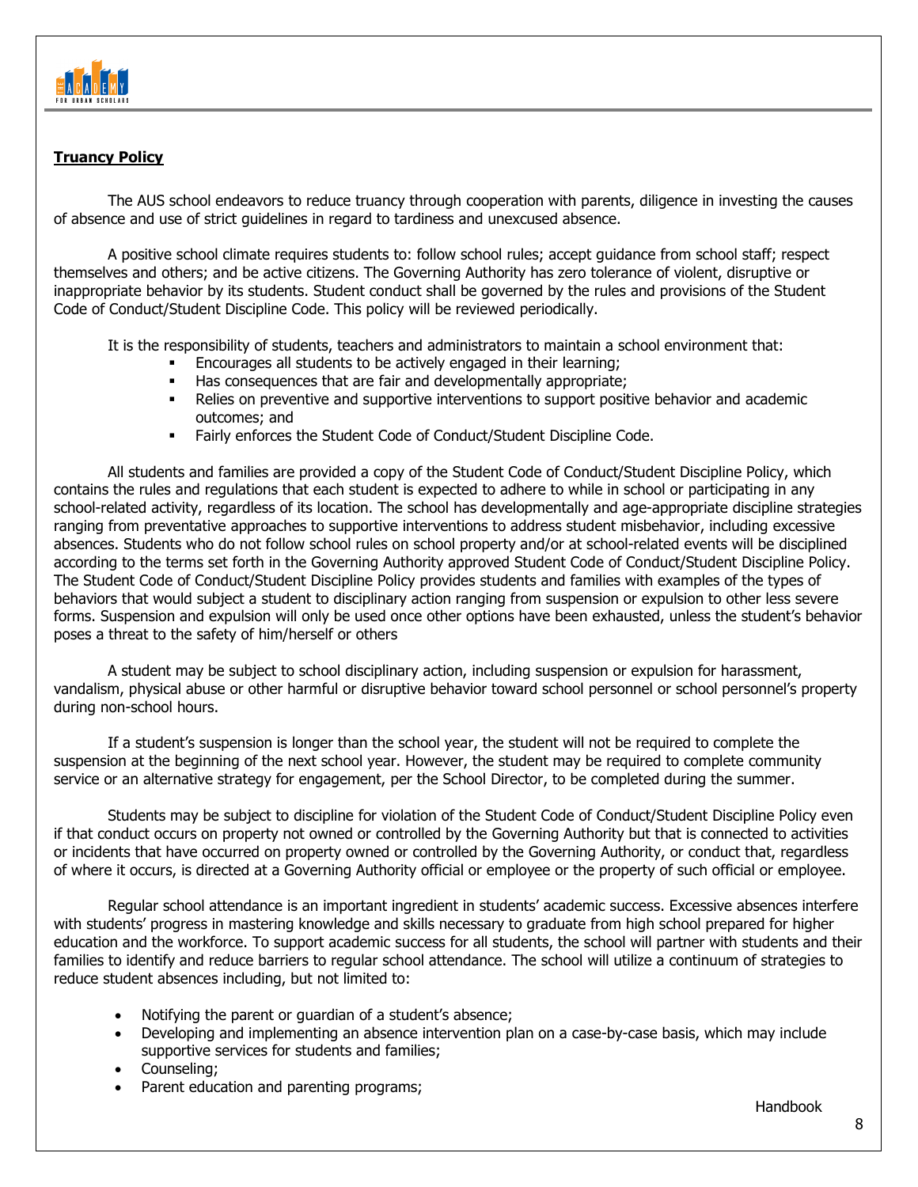## Truancy Policy

The AUS school endeavors to reduce truancy through cooperation with parents, diligence in investing the causes of absence and use of strict guidelines in regard to tardiness and unexcused absence.

A positive school climate requires students to: follow school rules; accept guidance from school staff; respect themselves and others; and be active citizens. The Governing Authority has zero tolerance of violent, disruptive or inappropriate behavior by its students. Student conduct shall be governed by the rules and provisions of the Student Code of Conduct/Student Discipline Code. This policy will be reviewed periodically.

It is the responsibility of students, teachers and administrators to maintain a school environment that:

- Encourages all students to be actively engaged in their learning;
- Has consequences that are fair and developmentally appropriate;
- Relies on preventive and supportive interventions to support positive behavior and academic outcomes; and
- Fairly enforces the Student Code of Conduct/Student Discipline Code.

All students and families are provided a copy of the Student Code of Conduct/Student Discipline Policy, which contains the rules and regulations that each student is expected to adhere to while in school or participating in any school-related activity, regardless of its location. The school has developmentally and age-appropriate discipline strategies ranging from preventative approaches to supportive interventions to address student misbehavior, including excessive absences. Students who do not follow school rules on school property and/or at school-related events will be disciplined according to the terms set forth in the Governing Authority approved Student Code of Conduct/Student Discipline Policy. The Student Code of Conduct/Student Discipline Policy provides students and families with examples of the types of behaviors that would subject a student to disciplinary action ranging from suspension or expulsion to other less severe forms. Suspension and expulsion will only be used once other options have been exhausted, unless the student's behavior poses a threat to the safety of him/herself or others

A student may be subject to school disciplinary action, including suspension or expulsion for harassment, vandalism, physical abuse or other harmful or disruptive behavior toward school personnel or school personnel's property during non-school hours.

If a student's suspension is longer than the school year, the student will not be required to complete the suspension at the beginning of the next school year. However, the student may be required to complete community service or an alternative strategy for engagement, per the School Director, to be completed during the summer.

Students may be subject to discipline for violation of the Student Code of Conduct/Student Discipline Policy even if that conduct occurs on property not owned or controlled by the Governing Authority but that is connected to activities or incidents that have occurred on property owned or controlled by the Governing Authority, or conduct that, regardless of where it occurs, is directed at a Governing Authority official or employee or the property of such official or employee.

Regular school attendance is an important ingredient in students' academic success. Excessive absences interfere with students' progress in mastering knowledge and skills necessary to graduate from high school prepared for higher education and the workforce. To support academic success for all students, the school will partner with students and their families to identify and reduce barriers to regular school attendance. The school will utilize a continuum of strategies to reduce student absences including, but not limited to:

- Notifying the parent or guardian of a student's absence;
- Developing and implementing an absence intervention plan on a case-by-case basis, which may include supportive services for students and families;
- Counseling;
- Parent education and parenting programs;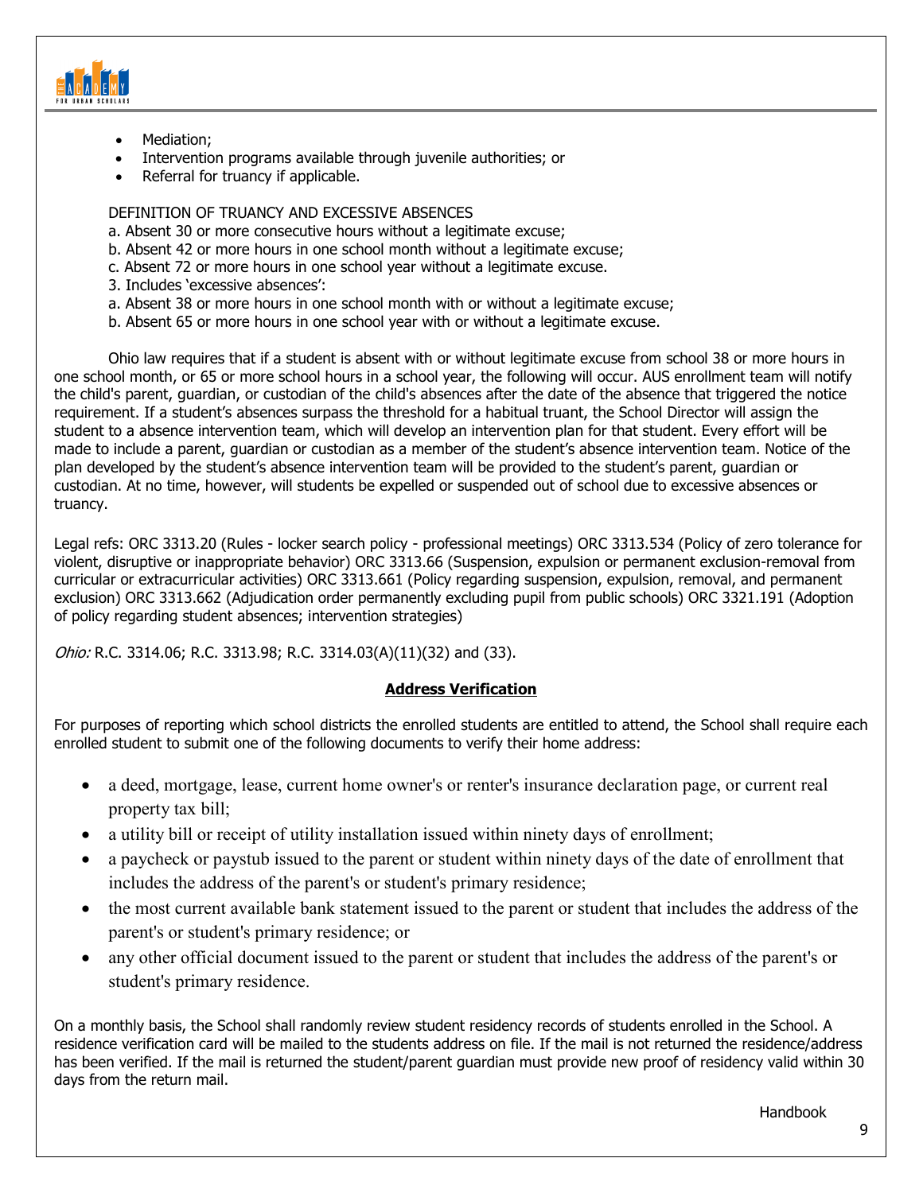- Mediation;
- Intervention programs available through juvenile authorities; or
- Referral for truancy if applicable.

DEFINITION OF TRUANCY AND EXCESSIVE ABSENCES

a. Absent 30 or more consecutive hours without a legitimate excuse;
b. Absent 42 or more hours in one school month without a legitimate excuse;
c. Absent 72 or more hours in one school year without a legitimate excuse.
3. Includes 'excessive absences':
a. Absent 38 or more hours in one school month with or without a legitimate excuse;
b. Absent 65 or more hours in one school year with or without a legitimate excuse.

Ohio law requires that if a student is absent with or without legitimate excuse from school 38 or more hours in one school month, or 65 or more school hours in a school year, the following will occur. AUS enrollment team will notify the child's parent, guardian, or custodian of the child's absences after the date of the absence that triggered the notice requirement. If a student's absences surpass the threshold for a habitual truant, the School Director will assign the student to a absence intervention team, which will develop an intervention plan for that student. Every effort will be made to include a parent, guardian or custodian as a member of the student's absence intervention team. Notice of the plan developed by the student's absence intervention team will be provided to the student's parent, guardian or custodian. At no time, however, will students be expelled or suspended out of school due to excessive absences or truancy.

Legal refs: ORC 3313.20 (Rules - locker search policy - professional meetings) ORC 3313.534 (Policy of zero tolerance for violent, disruptive or inappropriate behavior) ORC 3313.66 (Suspension, expulsion or permanent exclusion-removal from curricular or extracurricular activities) ORC 3313.661 (Policy regarding suspension, expulsion, removal, and permanent exclusion) ORC 3313.662 (Adjudication order permanently excluding pupil from public schools) ORC 3321.191 (Adoption of policy regarding student absences; intervention strategies)

*Ohio:* R.C. 3314.06; R.C. 3313.98; R.C. 3314.03(A)(11)(32) and (33).

## Address Verification

For purposes of reporting which school districts the enrolled students are entitled to attend, the School shall require each enrolled student to submit one of the following documents to verify their home address:

- a deed, mortgage, lease, current home owner's or renter's insurance declaration page, or current real property tax bill;
- a utility bill or receipt of utility installation issued within ninety days of enrollment;
- a paycheck or paystub issued to the parent or student within ninety days of the date of enrollment that includes the address of the parent's or student's primary residence;
- the most current available bank statement issued to the parent or student that includes the address of the parent's or student's primary residence; or
- any other official document issued to the parent or student that includes the address of the parent's or student's primary residence.

On a monthly basis, the School shall randomly review student residency records of students enrolled in the School. A residence verification card will be mailed to the students address on file. If the mail is not returned the residence/address has been verified. If the mail is returned the student/parent guardian must provide new proof of residency valid within 30 days from the return mail.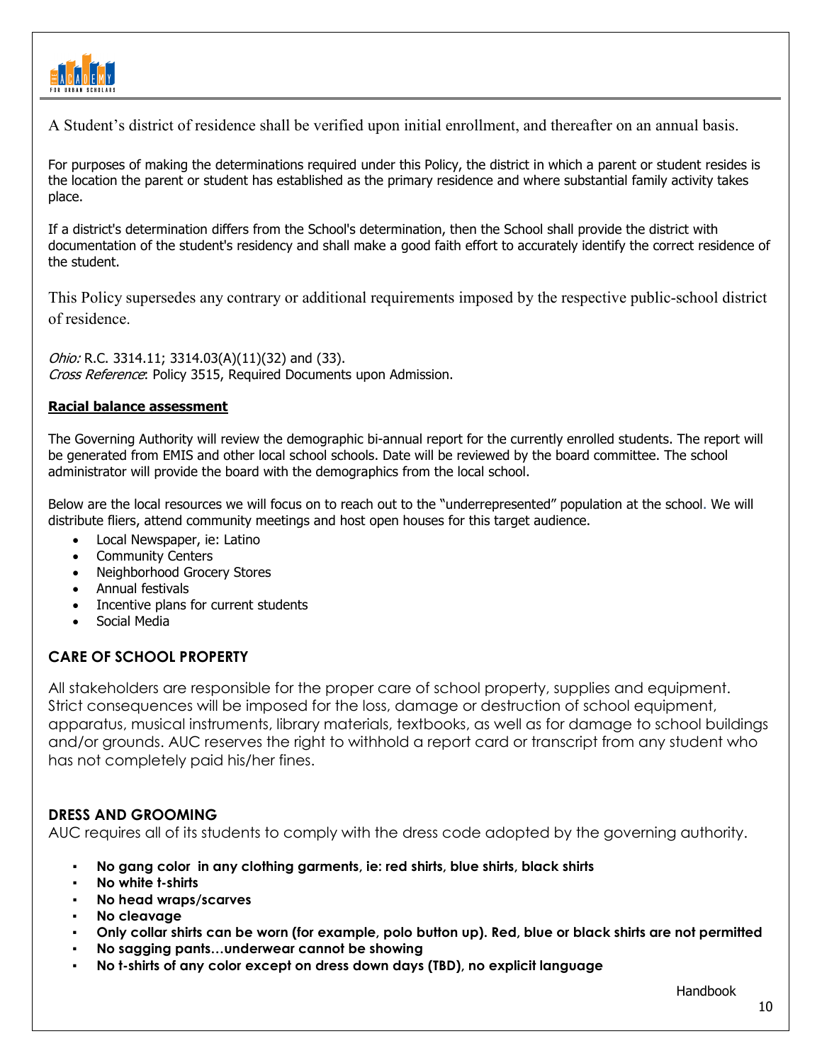A Student's district of residence shall be verified upon initial enrollment, and thereafter on an annual basis.

For purposes of making the determinations required under this Policy, the district in which a parent or student resides is the location the parent or student has established as the primary residence and where substantial family activity takes place.

If a district's determination differs from the School's determination, then the School shall provide the district with documentation of the student's residency and shall make a good faith effort to accurately identify the correct residence of the student.

This Policy supersedes any contrary or additional requirements imposed by the respective public-school district of residence.

*Ohio:* R.C. 3314.11; 3314.03(A)(11)(32) and (33).
*Cross Reference*: Policy 3515, Required Documents upon Admission.

**Racial balance assessment**

The Governing Authority will review the demographic bi-annual report for the currently enrolled students. The report will be generated from EMIS and other local school schools. Date will be reviewed by the board committee. The school administrator will provide the board with the demographics from the local school.

Below are the local resources we will focus on to reach out to the "underrepresented" population at the school. We will distribute fliers, attend community meetings and host open houses for this target audience.

- Local Newspaper, ie: Latino
- Community Centers
- Neighborhood Grocery Stores
- Annual festivals
- Incentive plans for current students
- Social Media

## CARE OF SCHOOL PROPERTY

All stakeholders are responsible for the proper care of school property, supplies and equipment. Strict consequences will be imposed for the loss, damage or destruction of school equipment, apparatus, musical instruments, library materials, textbooks, as well as for damage to school buildings and/or grounds. AUC reserves the right to withhold a report card or transcript from any student who has not completely paid his/her fines.

## DRESS AND GROOMING

AUC requires all of its students to comply with the dress code adopted by the governing authority.

- **No gang color in any clothing garments, ie: red shirts, blue shirts, black shirts**
- **No white t-shirts**
- **No head wraps/scarves**
- **No cleavage**
- **Only collar shirts can be worn (for example, polo button up). Red, blue or black shirts are not permitted**
- **No sagging pants…underwear cannot be showing**
- **No t-shirts of any color except on dress down days (TBD), no explicit language**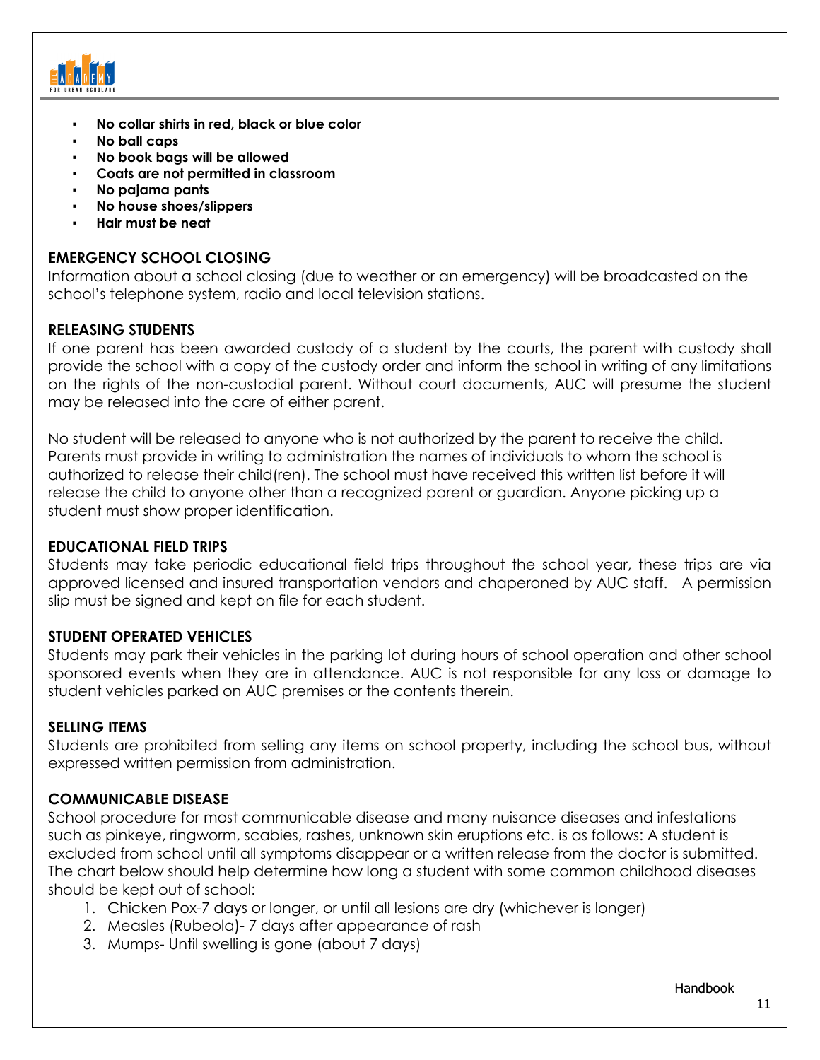- **No collar shirts in red, black or blue color**
- **No ball caps**
- **No book bags will be allowed**
- **Coats are not permitted in classroom**
- **No pajama pants**
- **No house shoes/slippers**
- **Hair must be neat**

## EMERGENCY SCHOOL CLOSING

Information about a school closing (due to weather or an emergency) will be broadcasted on the school's telephone system, radio and local television stations.

## RELEASING STUDENTS

If one parent has been awarded custody of a student by the courts, the parent with custody shall provide the school with a copy of the custody order and inform the school in writing of any limitations on the rights of the non-custodial parent. Without court documents, AUC will presume the student may be released into the care of either parent.

No student will be released to anyone who is not authorized by the parent to receive the child. Parents must provide in writing to administration the names of individuals to whom the school is authorized to release their child(ren). The school must have received this written list before it will release the child to anyone other than a recognized parent or guardian. Anyone picking up a student must show proper identification.

## EDUCATIONAL FIELD TRIPS

Students may take periodic educational field trips throughout the school year, these trips are via approved licensed and insured transportation vendors and chaperoned by AUC staff. A permission slip must be signed and kept on file for each student.

## STUDENT OPERATED VEHICLES

Students may park their vehicles in the parking lot during hours of school operation and other school sponsored events when they are in attendance. AUC is not responsible for any loss or damage to student vehicles parked on AUC premises or the contents therein.

## SELLING ITEMS

Students are prohibited from selling any items on school property, including the school bus, without expressed written permission from administration.

## COMMUNICABLE DISEASE

School procedure for most communicable disease and many nuisance diseases and infestations such as pinkeye, ringworm, scabies, rashes, unknown skin eruptions etc. is as follows: A student is excluded from school until all symptoms disappear or a written release from the doctor is submitted. The chart below should help determine how long a student with some common childhood diseases should be kept out of school:

1. Chicken Pox-7 days or longer, or until all lesions are dry (whichever is longer)
2. Measles (Rubeola)- 7 days after appearance of rash
3. Mumps- Until swelling is gone (about 7 days)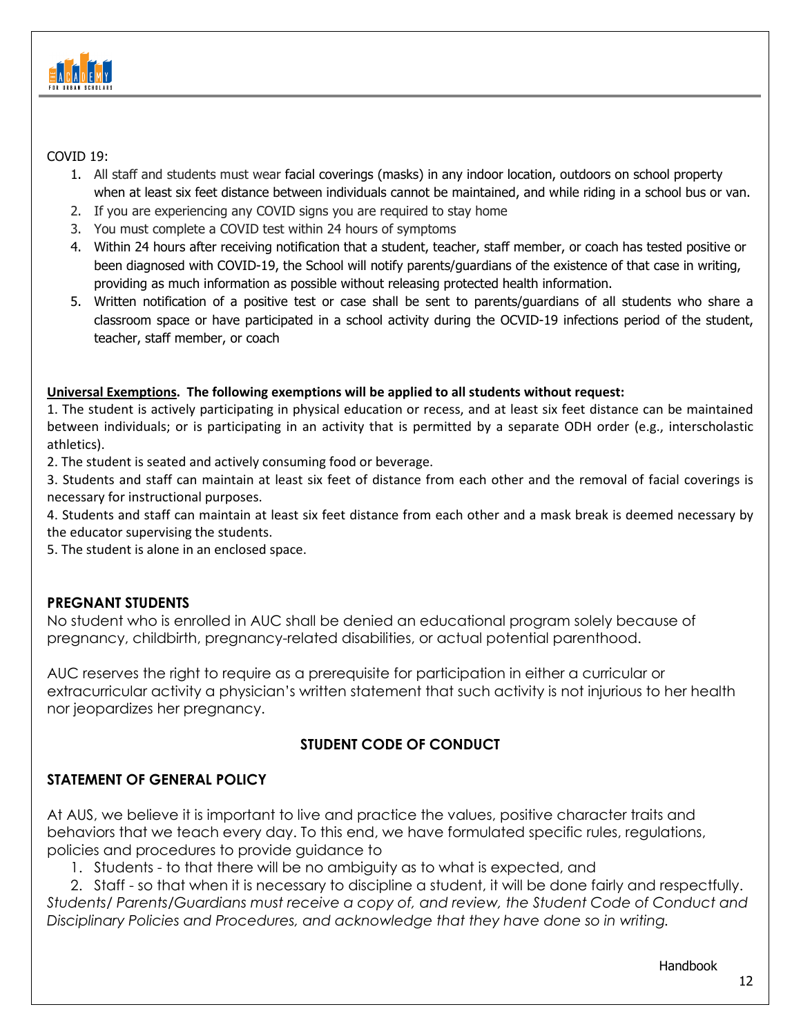COVID 19:

1. All staff and students must wear facial coverings (masks) in any indoor location, outdoors on school property when at least six feet distance between individuals cannot be maintained, and while riding in a school bus or van.
2. If you are experiencing any COVID signs you are required to stay home
3. You must complete a COVID test within 24 hours of symptoms
4. Within 24 hours after receiving notification that a student, teacher, staff member, or coach has tested positive or been diagnosed with COVID-19, the School will notify parents/guardians of the existence of that case in writing, providing as much information as possible without releasing protected health information.
5. Written notification of a positive test or case shall be sent to parents/guardians of all students who share a classroom space or have participated in a school activity during the OCVID-19 infections period of the student, teacher, staff member, or coach

**<u>Universal Exemptions</u>. The following exemptions will be applied to all students without request:**

1. The student is actively participating in physical education or recess, and at least six feet distance can be maintained between individuals; or is participating in an activity that is permitted by a separate ODH order (e.g., interscholastic athletics).
2. The student is seated and actively consuming food or beverage.
3. Students and staff can maintain at least six feet of distance from each other and the removal of facial coverings is necessary for instructional purposes.
4. Students and staff can maintain at least six feet distance from each other and a mask break is deemed necessary by the educator supervising the students.
5. The student is alone in an enclosed space.

## PREGNANT STUDENTS

No student who is enrolled in AUC shall be denied an educational program solely because of pregnancy, childbirth, pregnancy-related disabilities, or actual potential parenthood.

AUC reserves the right to require as a prerequisite for participation in either a curricular or extracurricular activity a physician's written statement that such activity is not injurious to her health nor jeopardizes her pregnancy.

## STUDENT CODE OF CONDUCT

## STATEMENT OF GENERAL POLICY

At AUS, we believe it is important to live and practice the values, positive character traits and behaviors that we teach every day. To this end, we have formulated specific rules, regulations, policies and procedures to provide guidance to

1. Students - to that there will be no ambiguity as to what is expected, and
2. Staff - so that when it is necessary to discipline a student, it will be done fairly and respectfully.

*Students/ Parents/Guardians must receive a copy of, and review, the Student Code of Conduct and Disciplinary Policies and Procedures, and acknowledge that they have done so in writing.*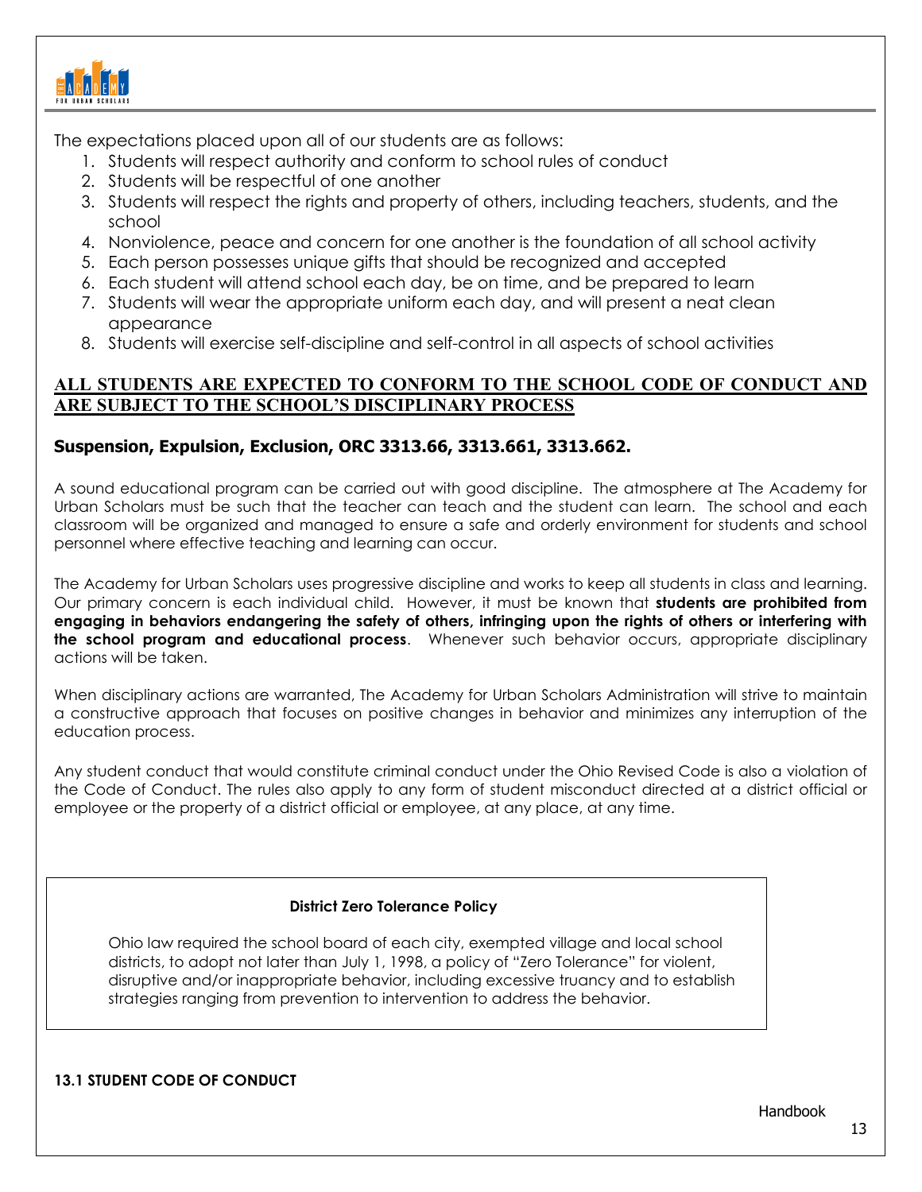The expectations placed upon all of our students are as follows:

1. Students will respect authority and conform to school rules of conduct
2. Students will be respectful of one another
3. Students will respect the rights and property of others, including teachers, students, and the school
4. Nonviolence, peace and concern for one another is the foundation of all school activity
5. Each person possesses unique gifts that should be recognized and accepted
6. Each student will attend school each day, be on time, and be prepared to learn
7. Students will wear the appropriate uniform each day, and will present a neat clean appearance
8. Students will exercise self-discipline and self-control in all aspects of school activities

**ALL STUDENTS ARE EXPECTED TO CONFORM TO THE SCHOOL CODE OF CONDUCT AND ARE SUBJECT TO THE SCHOOL'S DISCIPLINARY PROCESS**

### Suspension, Expulsion, Exclusion, ORC 3313.66, 3313.661, 3313.662.

A sound educational program can be carried out with good discipline. The atmosphere at The Academy for Urban Scholars must be such that the teacher can teach and the student can learn. The school and each classroom will be organized and managed to ensure a safe and orderly environment for students and school personnel where effective teaching and learning can occur.

The Academy for Urban Scholars uses progressive discipline and works to keep all students in class and learning. Our primary concern is each individual child. However, it must be known that **students are prohibited from engaging in behaviors endangering the safety of others, infringing upon the rights of others or interfering with the school program and educational process**. Whenever such behavior occurs, appropriate disciplinary actions will be taken.

When disciplinary actions are warranted, The Academy for Urban Scholars Administration will strive to maintain a constructive approach that focuses on positive changes in behavior and minimizes any interruption of the education process.

Any student conduct that would constitute criminal conduct under the Ohio Revised Code is also a violation of the Code of Conduct. The rules also apply to any form of student misconduct directed at a district official or employee or the property of a district official or employee, at any place, at any time.

**District Zero Tolerance Policy**

Ohio law required the school board of each city, exempted village and local school districts, to adopt not later than July 1, 1998, a policy of "Zero Tolerance" for violent, disruptive and/or inappropriate behavior, including excessive truancy and to establish strategies ranging from prevention to intervention to address the behavior.

### 13.1 STUDENT CODE OF CONDUCT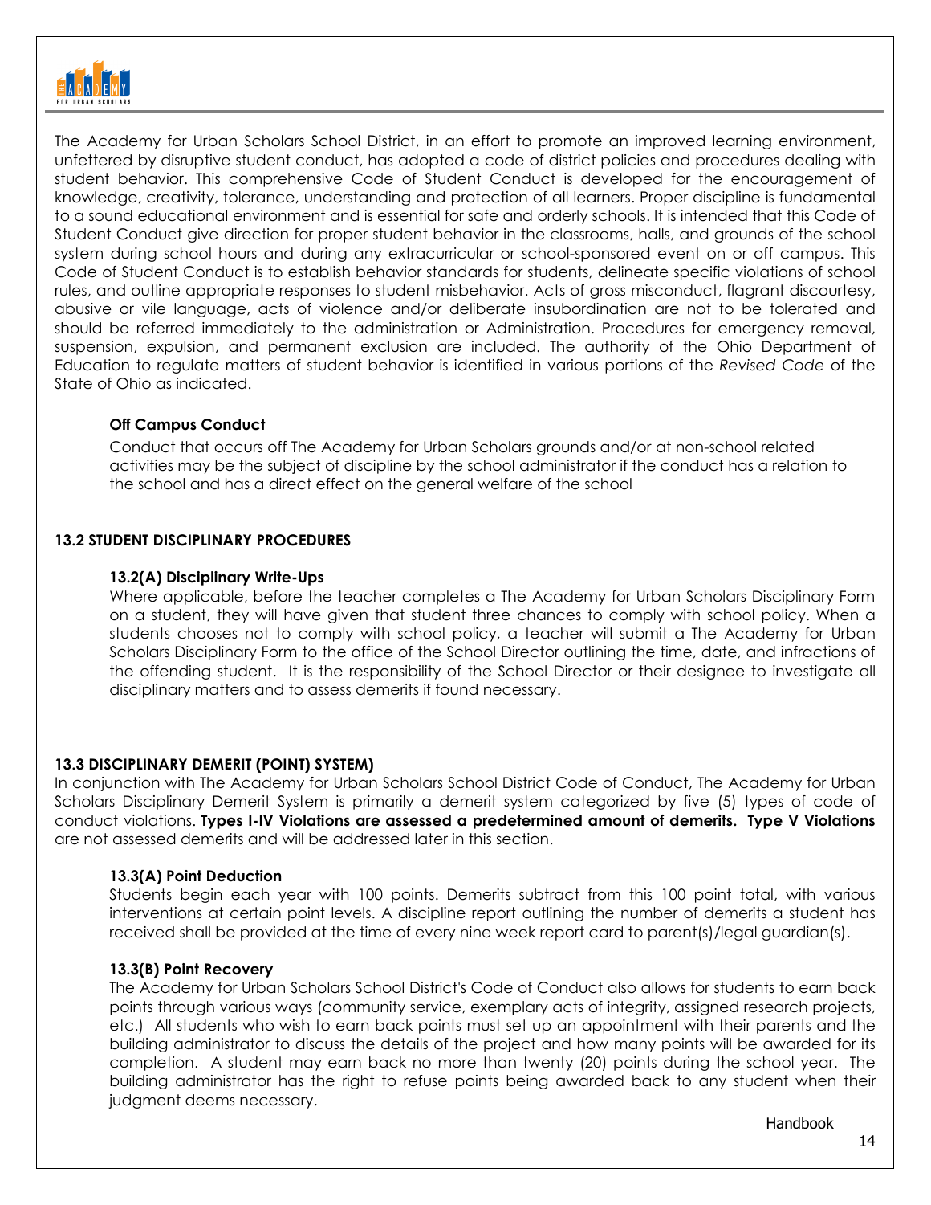The Academy for Urban Scholars School District, in an effort to promote an improved learning environment, unfettered by disruptive student conduct, has adopted a code of district policies and procedures dealing with student behavior. This comprehensive Code of Student Conduct is developed for the encouragement of knowledge, creativity, tolerance, understanding and protection of all learners. Proper discipline is fundamental to a sound educational environment and is essential for safe and orderly schools. It is intended that this Code of Student Conduct give direction for proper student behavior in the classrooms, halls, and grounds of the school system during school hours and during any extracurricular or school-sponsored event on or off campus. This Code of Student Conduct is to establish behavior standards for students, delineate specific violations of school rules, and outline appropriate responses to student misbehavior. Acts of gross misconduct, flagrant discourtesy, abusive or vile language, acts of violence and/or deliberate insubordination are not to be tolerated and should be referred immediately to the administration or Administration. Procedures for emergency removal, suspension, expulsion, and permanent exclusion are included. The authority of the Ohio Department of Education to regulate matters of student behavior is identified in various portions of the *Revised Code* of the State of Ohio as indicated.

**Off Campus Conduct**

Conduct that occurs off The Academy for Urban Scholars grounds and/or at non-school related activities may be the subject of discipline by the school administrator if the conduct has a relation to the school and has a direct effect on the general welfare of the school

## 13.2 STUDENT DISCIPLINARY PROCEDURES

### 13.2(A) Disciplinary Write-Ups

Where applicable, before the teacher completes a The Academy for Urban Scholars Disciplinary Form on a student, they will have given that student three chances to comply with school policy. When a students chooses not to comply with school policy, a teacher will submit a The Academy for Urban Scholars Disciplinary Form to the office of the School Director outlining the time, date, and infractions of the offending student. It is the responsibility of the School Director or their designee to investigate all disciplinary matters and to assess demerits if found necessary.

## 13.3 DISCIPLINARY DEMERIT (POINT) SYSTEM)

In conjunction with The Academy for Urban Scholars School District Code of Conduct, The Academy for Urban Scholars Disciplinary Demerit System is primarily a demerit system categorized by five (5) types of code of conduct violations. **Types I-IV Violations are assessed a predetermined amount of demerits. Type V Violations** are not assessed demerits and will be addressed later in this section.

### 13.3(A) Point Deduction

Students begin each year with 100 points. Demerits subtract from this 100 point total, with various interventions at certain point levels. A discipline report outlining the number of demerits a student has received shall be provided at the time of every nine week report card to parent(s)/legal guardian(s).

### 13.3(B) Point Recovery

The Academy for Urban Scholars School District's Code of Conduct also allows for students to earn back points through various ways (community service, exemplary acts of integrity, assigned research projects, etc.) All students who wish to earn back points must set up an appointment with their parents and the building administrator to discuss the details of the project and how many points will be awarded for its completion. A student may earn back no more than twenty (20) points during the school year. The building administrator has the right to refuse points being awarded back to any student when their judgment deems necessary.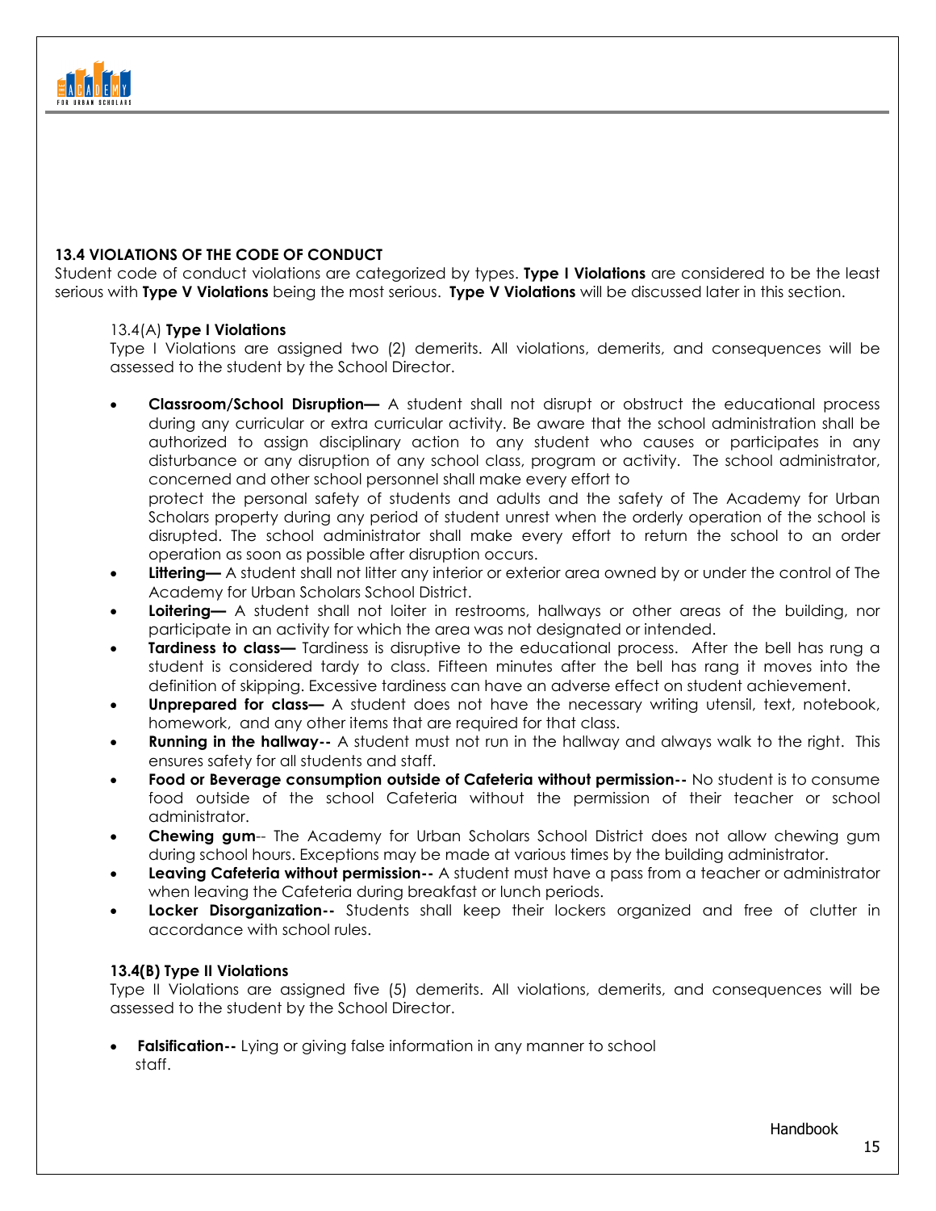### 13.4 VIOLATIONS OF THE CODE OF CONDUCT

Student code of conduct violations are categorized by types. **Type I Violations** are considered to be the least serious with **Type V Violations** being the most serious. **Type V Violations** will be discussed later in this section.

#### 13.4(A) Type I Violations

Type I Violations are assigned two (2) demerits. All violations, demerits, and consequences will be assessed to the student by the School Director.

- **Classroom/School Disruption—** A student shall not disrupt or obstruct the educational process during any curricular or extra curricular activity. Be aware that the school administration shall be authorized to assign disciplinary action to any student who causes or participates in any disturbance or any disruption of any school class, program or activity. The school administrator, concerned and other school personnel shall make every effort to protect the personal safety of students and adults and the safety of The Academy for Urban Scholars property during any period of student unrest when the orderly operation of the school is disrupted. The school administrator shall make every effort to return the school to an order operation as soon as possible after disruption occurs.
- **Littering—** A student shall not litter any interior or exterior area owned by or under the control of The Academy for Urban Scholars School District.
- **Loitering—** A student shall not loiter in restrooms, hallways or other areas of the building, nor participate in an activity for which the area was not designated or intended.
- **Tardiness to class—** Tardiness is disruptive to the educational process. After the bell has rung a student is considered tardy to class. Fifteen minutes after the bell has rang it moves into the definition of skipping. Excessive tardiness can have an adverse effect on student achievement.
- **Unprepared for class—** A student does not have the necessary writing utensil, text, notebook, homework, and any other items that are required for that class.
- **Running in the hallway--** A student must not run in the hallway and always walk to the right. This ensures safety for all students and staff.
- **Food or Beverage consumption outside of Cafeteria without permission--** No student is to consume food outside of the school Cafeteria without the permission of their teacher or school administrator.
- **Chewing gum**-- The Academy for Urban Scholars School District does not allow chewing gum during school hours. Exceptions may be made at various times by the building administrator.
- **Leaving Cafeteria without permission--** A student must have a pass from a teacher or administrator when leaving the Cafeteria during breakfast or lunch periods.
- **Locker Disorganization--** Students shall keep their lockers organized and free of clutter in accordance with school rules.

#### 13.4(B) Type II Violations

Type II Violations are assigned five (5) demerits. All violations, demerits, and consequences will be assessed to the student by the School Director.

- **Falsification--** Lying or giving false information in any manner to school staff.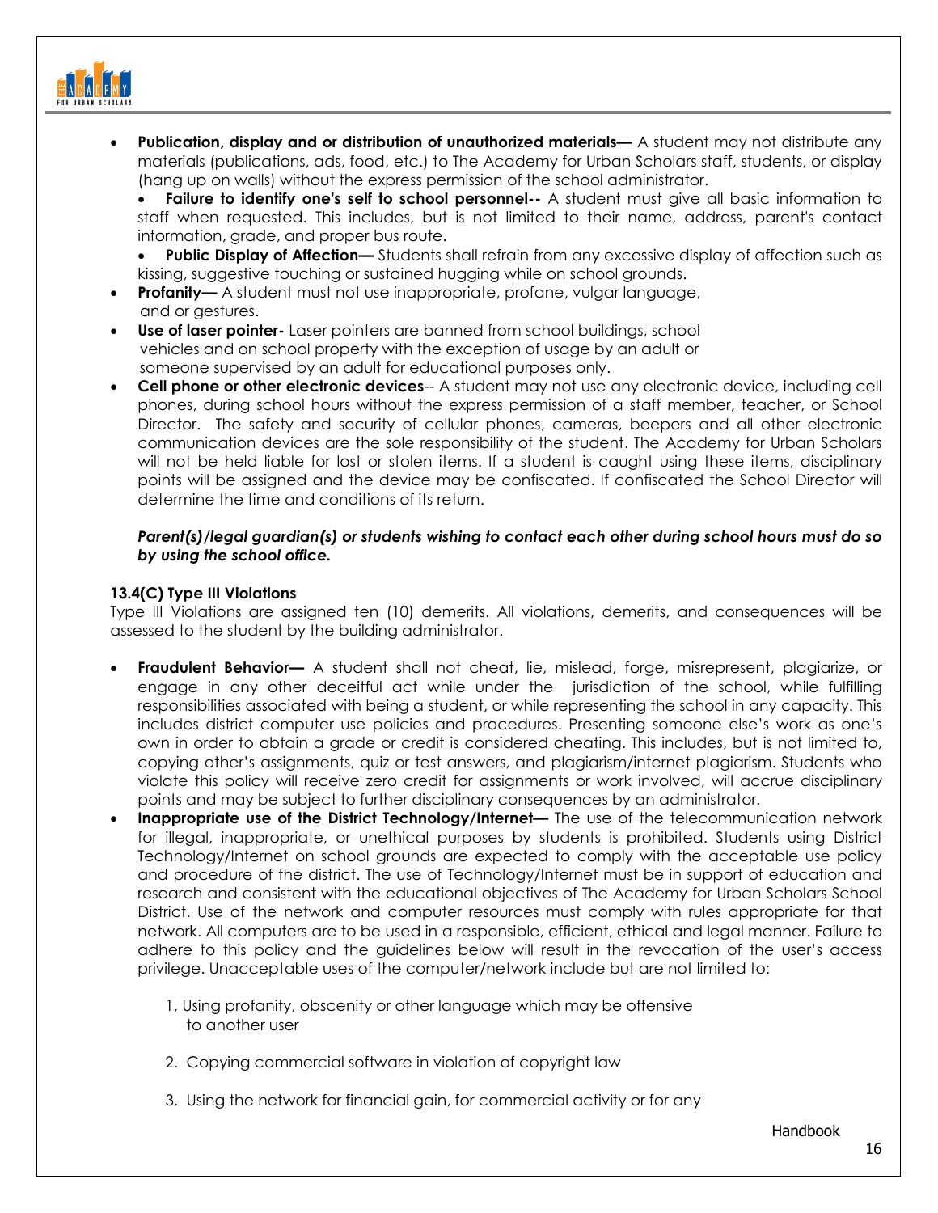- **Publication, display and or distribution of unauthorized materials—** A student may not distribute any materials (publications, ads, food, etc.) to The Academy for Urban Scholars staff, students, or display (hang up on walls) without the express permission of the school administrator.
- **Failure to identify one's self to school personnel--** A student must give all basic information to staff when requested. This includes, but is not limited to their name, address, parent's contact information, grade, and proper bus route.
- **Public Display of Affection—** Students shall refrain from any excessive display of affection such as kissing, suggestive touching or sustained hugging while on school grounds.
- **Profanity—** A student must not use inappropriate, profane, vulgar language, and or gestures.
- **Use of laser pointer-** Laser pointers are banned from school buildings, school vehicles and on school property with the exception of usage by an adult or someone supervised by an adult for educational purposes only.
- **Cell phone or other electronic devices**-- A student may not use any electronic device, including cell phones, during school hours without the express permission of a staff member, teacher, or School Director. The safety and security of cellular phones, cameras, beepers and all other electronic communication devices are the sole responsibility of the student. The Academy for Urban Scholars will not be held liable for lost or stolen items. If a student is caught using these items, disciplinary points will be assigned and the device may be confiscated. If confiscated the School Director will determine the time and conditions of its return.

***Parent(s)/legal guardian(s) or students wishing to contact each other during school hours must do so by using the school office.***

**13.4(C) Type III Violations**

Type III Violations are assigned ten (10) demerits. All violations, demerits, and consequences will be assessed to the student by the building administrator.

- **Fraudulent Behavior—** A student shall not cheat, lie, mislead, forge, misrepresent, plagiarize, or engage in any other deceitful act while under the jurisdiction of the school, while fulfilling responsibilities associated with being a student, or while representing the school in any capacity. This includes district computer use policies and procedures. Presenting someone else's work as one's own in order to obtain a grade or credit is considered cheating. This includes, but is not limited to, copying other's assignments, quiz or test answers, and plagiarism/internet plagiarism. Students who violate this policy will receive zero credit for assignments or work involved, will accrue disciplinary points and may be subject to further disciplinary consequences by an administrator.
- **Inappropriate use of the District Technology/Internet—** The use of the telecommunication network for illegal, inappropriate, or unethical purposes by students is prohibited. Students using District Technology/Internet on school grounds are expected to comply with the acceptable use policy and procedure of the district. The use of Technology/Internet must be in support of education and research and consistent with the educational objectives of The Academy for Urban Scholars School District. Use of the network and computer resources must comply with rules appropriate for that network. All computers are to be used in a responsible, efficient, ethical and legal manner. Failure to adhere to this policy and the guidelines below will result in the revocation of the user's access privilege. Unacceptable uses of the computer/network include but are not limited to:

    1, Using profanity, obscenity or other language which may be offensive to another user

    2. Copying commercial software in violation of copyright law

    3. Using the network for financial gain, for commercial activity or for any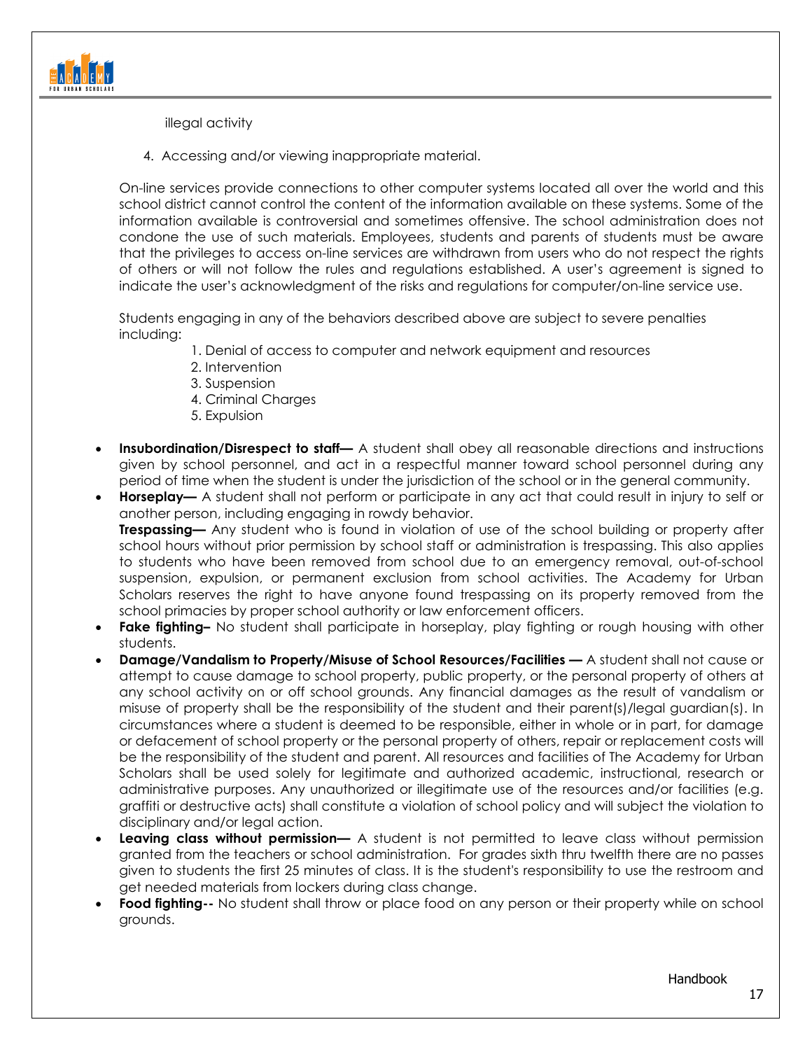illegal activity

4. Accessing and/or viewing inappropriate material.

On-line services provide connections to other computer systems located all over the world and this school district cannot control the content of the information available on these systems. Some of the information available is controversial and sometimes offensive. The school administration does not condone the use of such materials. Employees, students and parents of students must be aware that the privileges to access on-line services are withdrawn from users who do not respect the rights of others or will not follow the rules and regulations established. A user's agreement is signed to indicate the user's acknowledgment of the risks and regulations for computer/on-line service use.

Students engaging in any of the behaviors described above are subject to severe penalties including:

1. Denial of access to computer and network equipment and resources
2. Intervention
3. Suspension
4. Criminal Charges
5. Expulsion

- **Insubordination/Disrespect to staff—** A student shall obey all reasonable directions and instructions given by school personnel, and act in a respectful manner toward school personnel during any period of time when the student is under the jurisdiction of the school or in the general community.
- **Horseplay—** A student shall not perform or participate in any act that could result in injury to self or another person, including engaging in rowdy behavior.
  **Trespassing—** Any student who is found in violation of use of the school building or property after school hours without prior permission by school staff or administration is trespassing. This also applies to students who have been removed from school due to an emergency removal, out-of-school suspension, expulsion, or permanent exclusion from school activities. The Academy for Urban Scholars reserves the right to have anyone found trespassing on its property removed from the school primacies by proper school authority or law enforcement officers.
- **Fake fighting–** No student shall participate in horseplay, play fighting or rough housing with other students.
- **Damage/Vandalism to Property/Misuse of School Resources/Facilities —** A student shall not cause or attempt to cause damage to school property, public property, or the personal property of others at any school activity on or off school grounds. Any financial damages as the result of vandalism or misuse of property shall be the responsibility of the student and their parent(s)/legal guardian(s). In circumstances where a student is deemed to be responsible, either in whole or in part, for damage or defacement of school property or the personal property of others, repair or replacement costs will be the responsibility of the student and parent. All resources and facilities of The Academy for Urban Scholars shall be used solely for legitimate and authorized academic, instructional, research or administrative purposes. Any unauthorized or illegitimate use of the resources and/or facilities (e.g. graffiti or destructive acts) shall constitute a violation of school policy and will subject the violation to disciplinary and/or legal action.
- **Leaving class without permission—** A student is not permitted to leave class without permission granted from the teachers or school administration. For grades sixth thru twelfth there are no passes given to students the first 25 minutes of class. It is the student's responsibility to use the restroom and get needed materials from lockers during class change.
- **Food fighting--** No student shall throw or place food on any person or their property while on school grounds.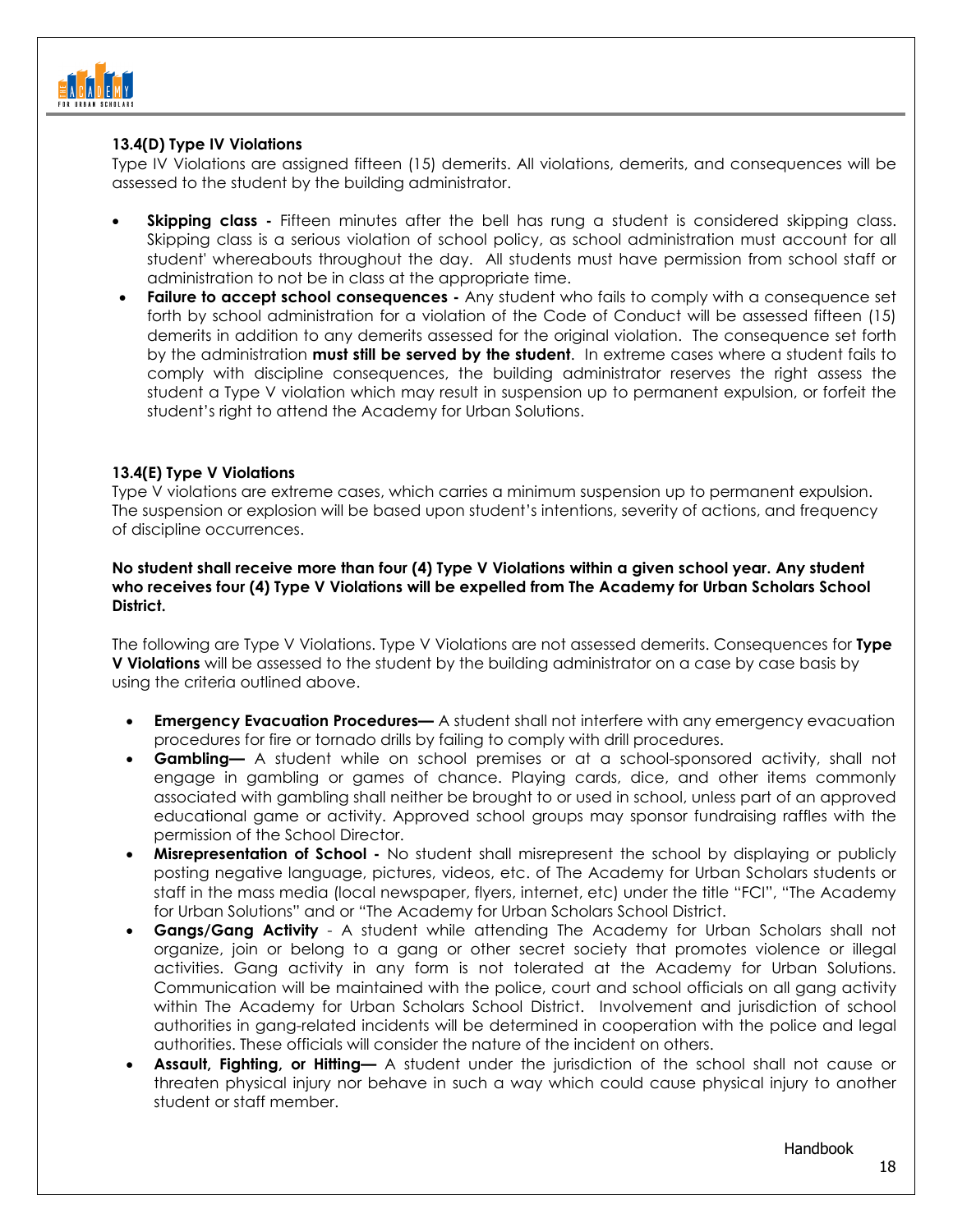### 13.4(D) Type IV Violations

Type IV Violations are assigned fifteen (15) demerits. All violations, demerits, and consequences will be assessed to the student by the building administrator.

- **Skipping class -** Fifteen minutes after the bell has rung a student is considered skipping class. Skipping class is a serious violation of school policy, as school administration must account for all student' whereabouts throughout the day. All students must have permission from school staff or administration to not be in class at the appropriate time.
- **Failure to accept school consequences -** Any student who fails to comply with a consequence set forth by school administration for a violation of the Code of Conduct will be assessed fifteen (15) demerits in addition to any demerits assessed for the original violation. The consequence set forth by the administration **must still be served by the student**. In extreme cases where a student fails to comply with discipline consequences, the building administrator reserves the right assess the student a Type V violation which may result in suspension up to permanent expulsion, or forfeit the student's right to attend the Academy for Urban Solutions.

### 13.4(E) Type V Violations

Type V violations are extreme cases, which carries a minimum suspension up to permanent expulsion. The suspension or explosion will be based upon student's intentions, severity of actions, and frequency of discipline occurrences.

**No student shall receive more than four (4) Type V Violations within a given school year. Any student who receives four (4) Type V Violations will be expelled from The Academy for Urban Scholars School District.**

The following are Type V Violations. Type V Violations are not assessed demerits. Consequences for **Type V Violations** will be assessed to the student by the building administrator on a case by case basis by using the criteria outlined above.

- **Emergency Evacuation Procedures—** A student shall not interfere with any emergency evacuation procedures for fire or tornado drills by failing to comply with drill procedures.
- **Gambling—** A student while on school premises or at a school-sponsored activity, shall not engage in gambling or games of chance. Playing cards, dice, and other items commonly associated with gambling shall neither be brought to or used in school, unless part of an approved educational game or activity. Approved school groups may sponsor fundraising raffles with the permission of the School Director.
- **Misrepresentation of School -** No student shall misrepresent the school by displaying or publicly posting negative language, pictures, videos, etc. of The Academy for Urban Scholars students or staff in the mass media (local newspaper, flyers, internet, etc) under the title "FCI", "The Academy for Urban Solutions" and or "The Academy for Urban Scholars School District.
- **Gangs/Gang Activity** - A student while attending The Academy for Urban Scholars shall not organize, join or belong to a gang or other secret society that promotes violence or illegal activities. Gang activity in any form is not tolerated at the Academy for Urban Solutions. Communication will be maintained with the police, court and school officials on all gang activity within The Academy for Urban Scholars School District. Involvement and jurisdiction of school authorities in gang-related incidents will be determined in cooperation with the police and legal authorities. These officials will consider the nature of the incident on others.
- **Assault, Fighting, or Hitting—** A student under the jurisdiction of the school shall not cause or threaten physical injury nor behave in such a way which could cause physical injury to another student or staff member.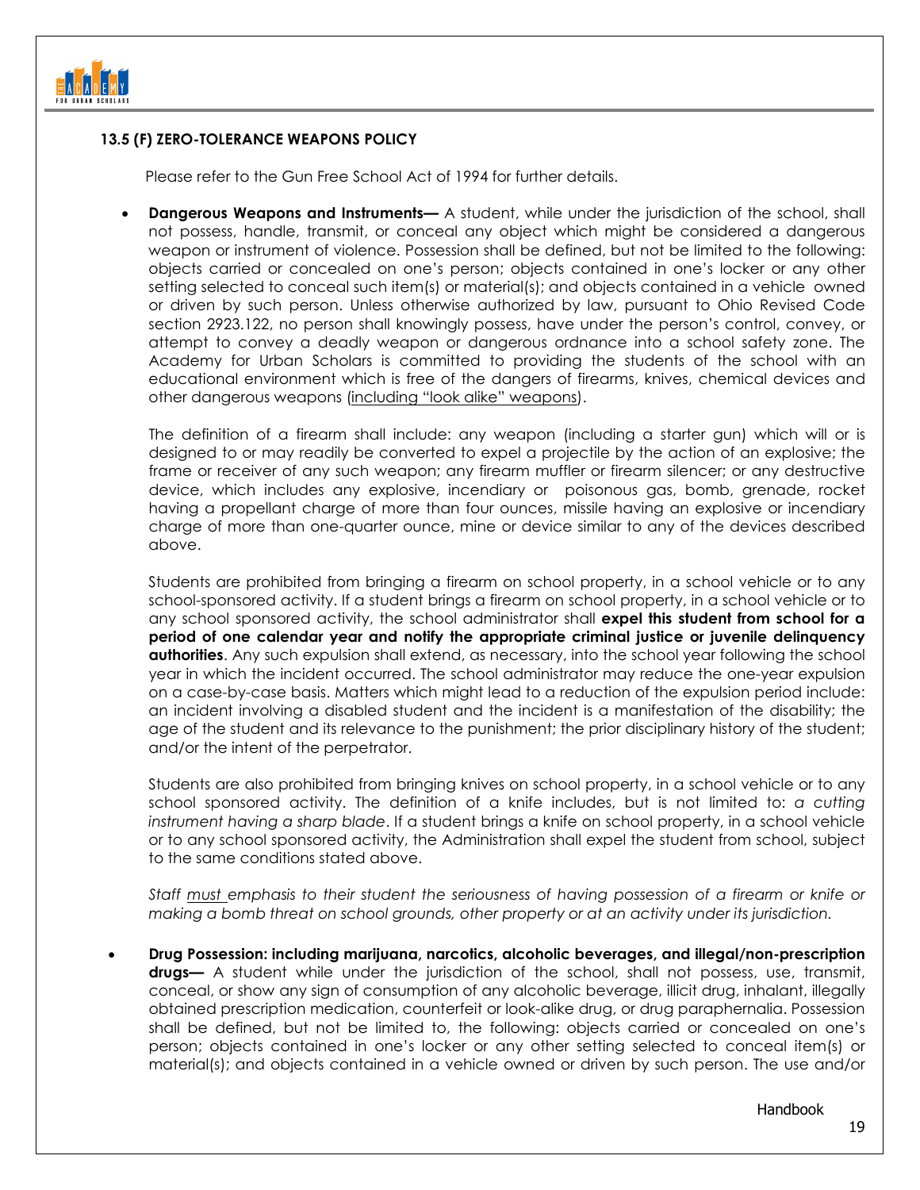### 13.5 (F) ZERO-TOLERANCE WEAPONS POLICY

Please refer to the Gun Free School Act of 1994 for further details.

- **Dangerous Weapons and Instruments—** A student, while under the jurisdiction of the school, shall not possess, handle, transmit, or conceal any object which might be considered a dangerous weapon or instrument of violence. Possession shall be defined, but not be limited to the following: objects carried or concealed on one's person; objects contained in one's locker or any other setting selected to conceal such item(s) or material(s); and objects contained in a vehicle owned or driven by such person. Unless otherwise authorized by law, pursuant to Ohio Revised Code section 2923.122, no person shall knowingly possess, have under the person's control, convey, or attempt to convey a deadly weapon or dangerous ordnance into a school safety zone. The Academy for Urban Scholars is committed to providing the students of the school with an educational environment which is free of the dangers of firearms, knives, chemical devices and other dangerous weapons (<u>including "look alike" weapons</u>).

  The definition of a firearm shall include: any weapon (including a starter gun) which will or is designed to or may readily be converted to expel a projectile by the action of an explosive; the frame or receiver of any such weapon; any firearm muffler or firearm silencer; or any destructive device, which includes any explosive, incendiary or poisonous gas, bomb, grenade, rocket having a propellant charge of more than four ounces, missile having an explosive or incendiary charge of more than one-quarter ounce, mine or device similar to any of the devices described above.

  Students are prohibited from bringing a firearm on school property, in a school vehicle or to any school-sponsored activity. If a student brings a firearm on school property, in a school vehicle or to any school sponsored activity, the school administrator shall **expel this student from school for a period of one calendar year and notify the appropriate criminal justice or juvenile delinquency authorities**. Any such expulsion shall extend, as necessary, into the school year following the school year in which the incident occurred. The school administrator may reduce the one-year expulsion on a case-by-case basis. Matters which might lead to a reduction of the expulsion period include: an incident involving a disabled student and the incident is a manifestation of the disability; the age of the student and its relevance to the punishment; the prior disciplinary history of the student; and/or the intent of the perpetrator.

  Students are also prohibited from bringing knives on school property, in a school vehicle or to any school sponsored activity. The definition of a knife includes, but is not limited to: *a cutting instrument having a sharp blade*. If a student brings a knife on school property, in a school vehicle or to any school sponsored activity, the Administration shall expel the student from school, subject to the same conditions stated above.

  *Staff <u>must</u> emphasis to their student the seriousness of having possession of a firearm or knife or making a bomb threat on school grounds, other property or at an activity under its jurisdiction.*

- **Drug Possession: including marijuana, narcotics, alcoholic beverages, and illegal/non-prescription drugs—** A student while under the jurisdiction of the school, shall not possess, use, transmit, conceal, or show any sign of consumption of any alcoholic beverage, illicit drug, inhalant, illegally obtained prescription medication, counterfeit or look-alike drug, or drug paraphernalia. Possession shall be defined, but not be limited to, the following: objects carried or concealed on one's person; objects contained in one's locker or any other setting selected to conceal item(s) or material(s); and objects contained in a vehicle owned or driven by such person. The use and/or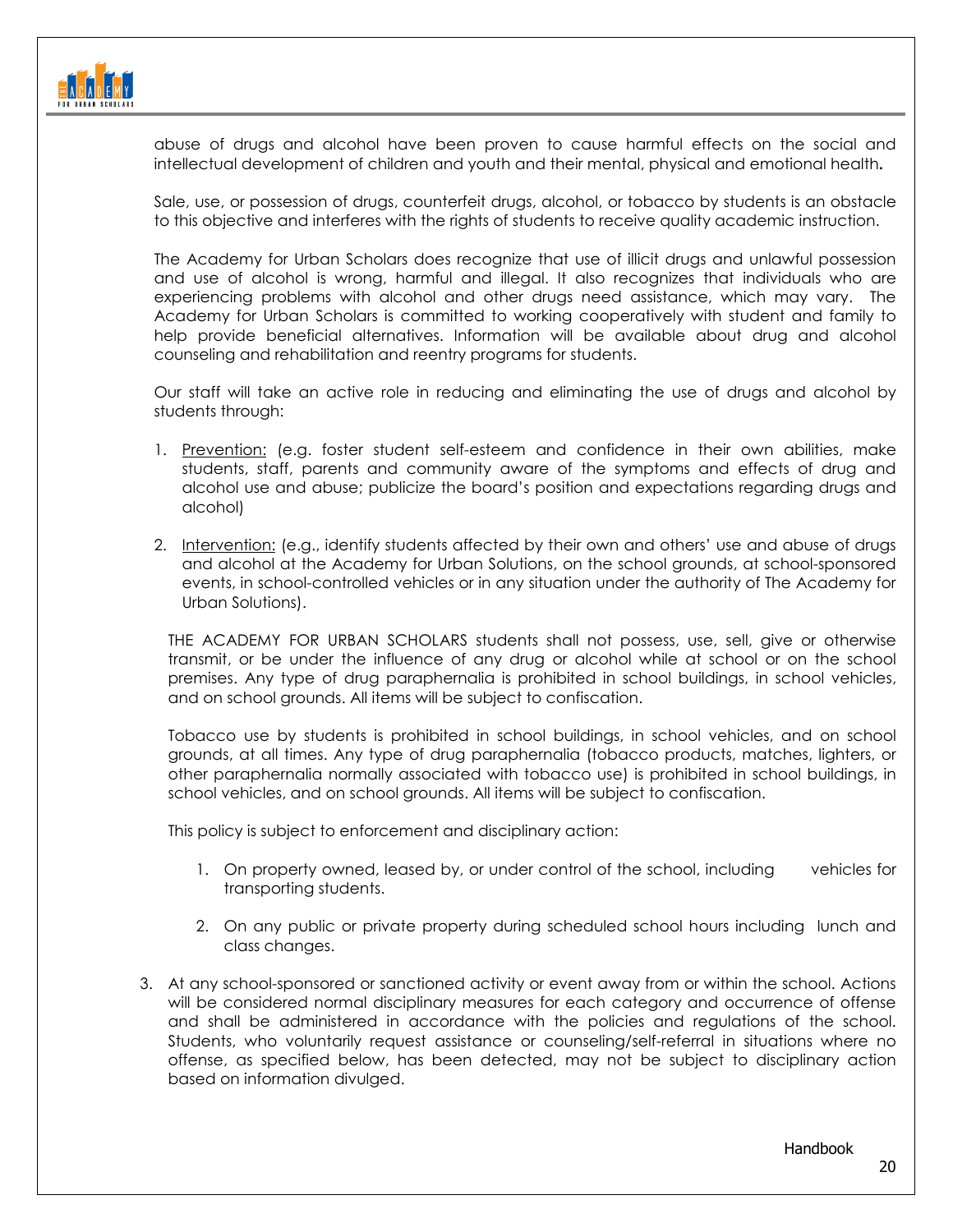abuse of drugs and alcohol have been proven to cause harmful effects on the social and intellectual development of children and youth and their mental, physical and emotional health**.**

Sale, use, or possession of drugs, counterfeit drugs, alcohol, or tobacco by students is an obstacle to this objective and interferes with the rights of students to receive quality academic instruction.

The Academy for Urban Scholars does recognize that use of illicit drugs and unlawful possession and use of alcohol is wrong, harmful and illegal. It also recognizes that individuals who are experiencing problems with alcohol and other drugs need assistance, which may vary. The Academy for Urban Scholars is committed to working cooperatively with student and family to help provide beneficial alternatives. Information will be available about drug and alcohol counseling and rehabilitation and reentry programs for students.

Our staff will take an active role in reducing and eliminating the use of drugs and alcohol by students through:

1. <u>Prevention:</u> (e.g. foster student self-esteem and confidence in their own abilities, make students, staff, parents and community aware of the symptoms and effects of drug and alcohol use and abuse; publicize the board's position and expectations regarding drugs and alcohol)
2. <u>Intervention:</u> (e.g., identify students affected by their own and others' use and abuse of drugs and alcohol at the Academy for Urban Solutions, on the school grounds, at school-sponsored events, in school-controlled vehicles or in any situation under the authority of The Academy for Urban Solutions).

THE ACADEMY FOR URBAN SCHOLARS students shall not possess, use, sell, give or otherwise transmit, or be under the influence of any drug or alcohol while at school or on the school premises. Any type of drug paraphernalia is prohibited in school buildings, in school vehicles, and on school grounds. All items will be subject to confiscation.

Tobacco use by students is prohibited in school buildings, in school vehicles, and on school grounds, at all times. Any type of drug paraphernalia (tobacco products, matches, lighters, or other paraphernalia normally associated with tobacco use) is prohibited in school buildings, in school vehicles, and on school grounds. All items will be subject to confiscation.

This policy is subject to enforcement and disciplinary action:

1. On property owned, leased by, or under control of the school, including vehicles for transporting students.
2. On any public or private property during scheduled school hours including lunch and class changes.
3. At any school-sponsored or sanctioned activity or event away from or within the school. Actions will be considered normal disciplinary measures for each category and occurrence of offense and shall be administered in accordance with the policies and regulations of the school. Students, who voluntarily request assistance or counseling/self-referral in situations where no offense, as specified below, has been detected, may not be subject to disciplinary action based on information divulged.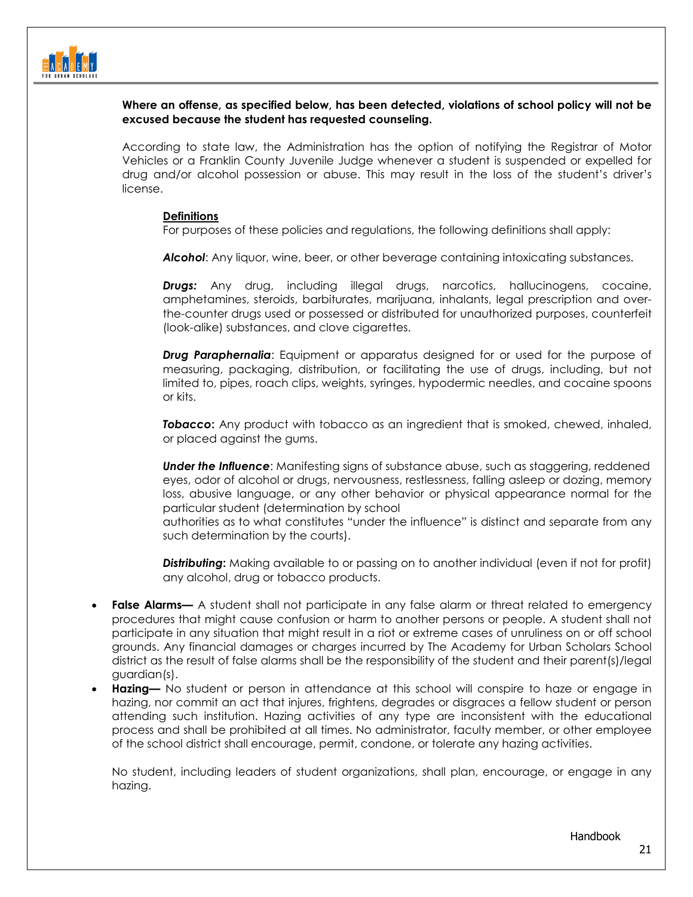**Where an offense, as specified below, has been detected, violations of school policy will not be excused because the student has requested counseling.**

According to state law, the Administration has the option of notifying the Registrar of Motor Vehicles or a Franklin County Juvenile Judge whenever a student is suspended or expelled for drug and/or alcohol possession or abuse. This may result in the loss of the student's driver's license.

**Definitions**

For purposes of these policies and regulations, the following definitions shall apply:

***Alcohol***: Any liquor, wine, beer, or other beverage containing intoxicating substances.

***Drugs:*** Any drug, including illegal drugs, narcotics, hallucinogens, cocaine, amphetamines, steroids, barbiturates, marijuana, inhalants, legal prescription and over-the-counter drugs used or possessed or distributed for unauthorized purposes, counterfeit (look-alike) substances, and clove cigarettes.

***Drug Paraphernalia***: Equipment or apparatus designed for or used for the purpose of measuring, packaging, distribution, or facilitating the use of drugs, including, but not limited to, pipes, roach clips, weights, syringes, hypodermic needles, and cocaine spoons or kits.

***Tobacco*****:** Any product with tobacco as an ingredient that is smoked, chewed, inhaled, or placed against the gums.

***Under the Influence***: Manifesting signs of substance abuse, such as staggering, reddened eyes, odor of alcohol or drugs, nervousness, restlessness, falling asleep or dozing, memory loss, abusive language, or any other behavior or physical appearance normal for the particular student (determination by school authorities as to what constitutes "under the influence" is distinct and separate from any such determination by the courts).

***Distributing*****:** Making available to or passing on to another individual (even if not for profit) any alcohol, drug or tobacco products.

- **False Alarms—** A student shall not participate in any false alarm or threat related to emergency procedures that might cause confusion or harm to another persons or people. A student shall not participate in any situation that might result in a riot or extreme cases of unruliness on or off school grounds. Any financial damages or charges incurred by The Academy for Urban Scholars School district as the result of false alarms shall be the responsibility of the student and their parent(s)/legal guardian(s).
- **Hazing—** No student or person in attendance at this school will conspire to haze or engage in hazing, nor commit an act that injures, frightens, degrades or disgraces a fellow student or person attending such institution. Hazing activities of any type are inconsistent with the educational process and shall be prohibited at all times. No administrator, faculty member, or other employee of the school district shall encourage, permit, condone, or tolerate any hazing activities.

  No student, including leaders of student organizations, shall plan, encourage, or engage in any hazing.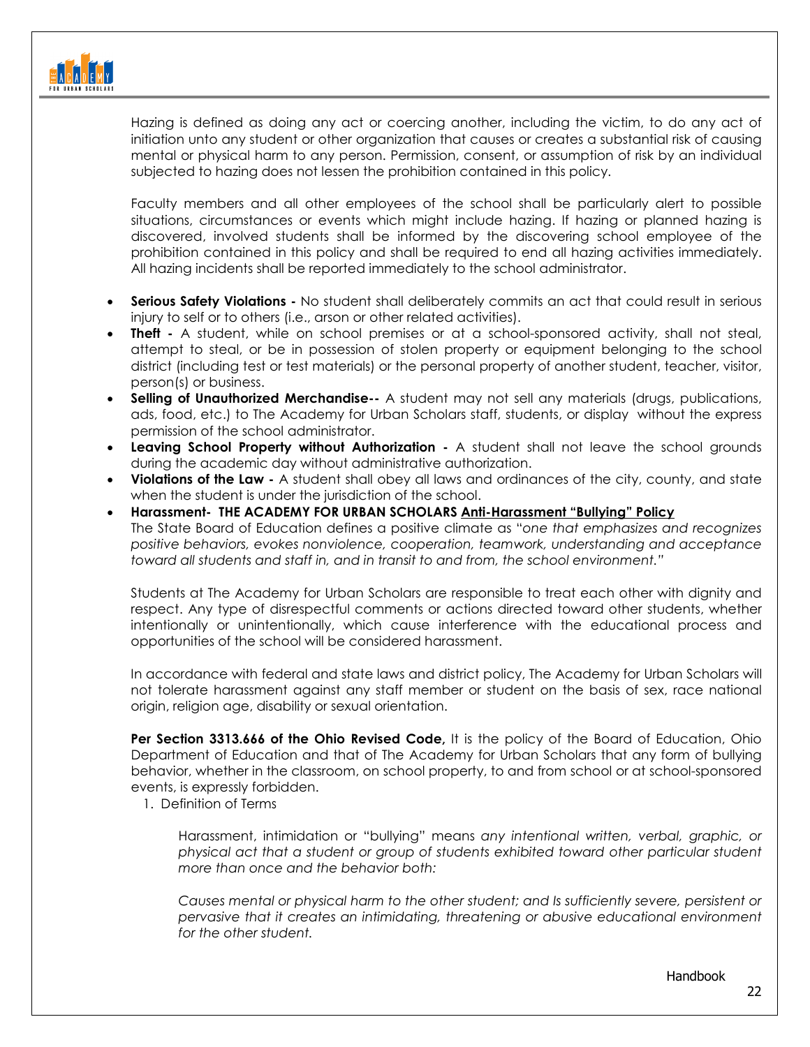Hazing is defined as doing any act or coercing another, including the victim, to do any act of initiation unto any student or other organization that causes or creates a substantial risk of causing mental or physical harm to any person. Permission, consent, or assumption of risk by an individual subjected to hazing does not lessen the prohibition contained in this policy.

Faculty members and all other employees of the school shall be particularly alert to possible situations, circumstances or events which might include hazing. If hazing or planned hazing is discovered, involved students shall be informed by the discovering school employee of the prohibition contained in this policy and shall be required to end all hazing activities immediately. All hazing incidents shall be reported immediately to the school administrator.

- **Serious Safety Violations -** No student shall deliberately commits an act that could result in serious injury to self or to others (i.e., arson or other related activities).
- **Theft -** A student, while on school premises or at a school-sponsored activity, shall not steal, attempt to steal, or be in possession of stolen property or equipment belonging to the school district (including test or test materials) or the personal property of another student, teacher, visitor, person(s) or business.
- **Selling of Unauthorized Merchandise--** A student may not sell any materials (drugs, publications, ads, food, etc.) to The Academy for Urban Scholars staff, students, or display without the express permission of the school administrator.
- **Leaving School Property without Authorization -** A student shall not leave the school grounds during the academic day without administrative authorization.
- **Violations of the Law -** A student shall obey all laws and ordinances of the city, county, and state when the student is under the jurisdiction of the school.
- **Harassment- THE ACADEMY FOR URBAN SCHOLARS <u>Anti-Harassment "Bullying" Policy</u>**
  The State Board of Education defines a positive climate as "*one that emphasizes and recognizes positive behaviors, evokes nonviolence, cooperation, teamwork, understanding and acceptance toward all students and staff in, and in transit to and from, the school environment.*"

  Students at The Academy for Urban Scholars are responsible to treat each other with dignity and respect. Any type of disrespectful comments or actions directed toward other students, whether intentionally or unintentionally, which cause interference with the educational process and opportunities of the school will be considered harassment.

  In accordance with federal and state laws and district policy, The Academy for Urban Scholars will not tolerate harassment against any staff member or student on the basis of sex, race national origin, religion age, disability or sexual orientation.

  **Per Section 3313.666 of the Ohio Revised Code,** It is the policy of the Board of Education, Ohio Department of Education and that of The Academy for Urban Scholars that any form of bullying behavior, whether in the classroom, on school property, to and from school or at school-sponsored events, is expressly forbidden.

  1. Definition of Terms

     Harassment, intimidation or "bullying" means *any intentional written, verbal, graphic, or physical act that a student or group of students exhibited toward other particular student more than once and the behavior both:*

     *Causes mental or physical harm to the other student; and Is sufficiently severe, persistent or pervasive that it creates an intimidating, threatening or abusive educational environment for the other student.*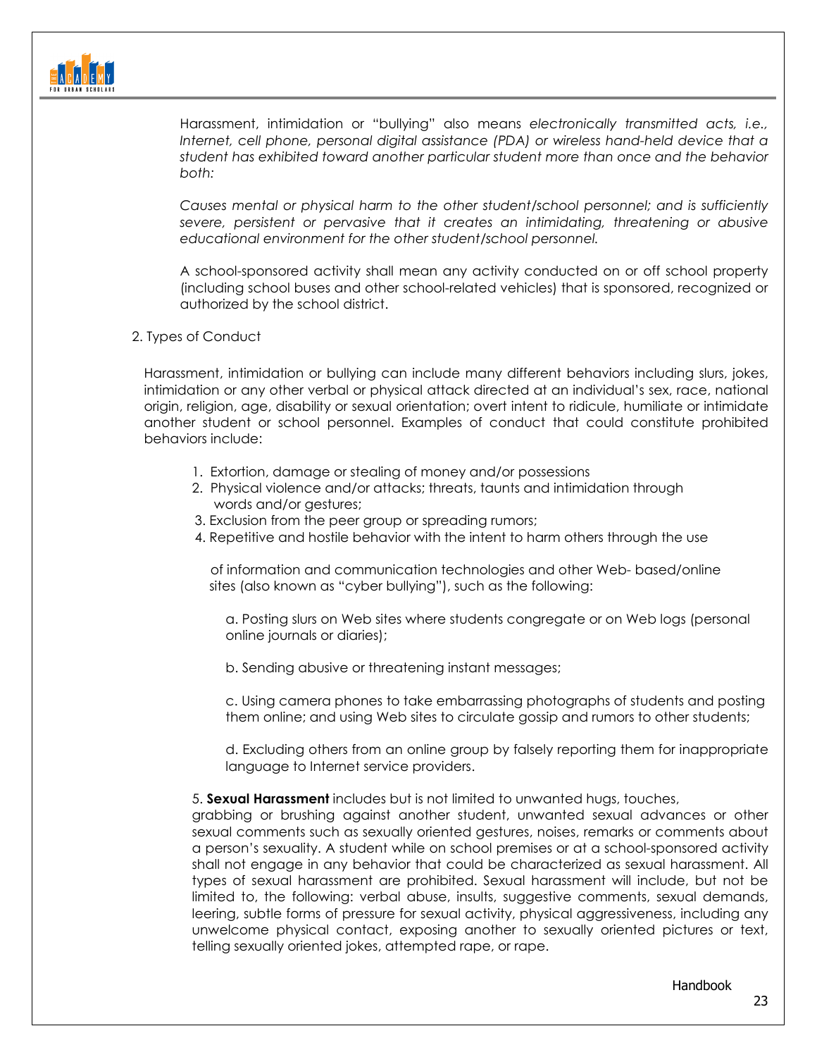Harassment, intimidation or "bullying" also means *electronically transmitted acts, i.e., Internet, cell phone, personal digital assistance (PDA) or wireless hand-held device that a student has exhibited toward another particular student more than once and the behavior both:*

*Causes mental or physical harm to the other student/school personnel; and is sufficiently severe, persistent or pervasive that it creates an intimidating, threatening or abusive educational environment for the other student/school personnel.*

A school-sponsored activity shall mean any activity conducted on or off school property (including school buses and other school-related vehicles) that is sponsored, recognized or authorized by the school district.

2. Types of Conduct

Harassment, intimidation or bullying can include many different behaviors including slurs, jokes, intimidation or any other verbal or physical attack directed at an individual's sex, race, national origin, religion, age, disability or sexual orientation; overt intent to ridicule, humiliate or intimidate another student or school personnel. Examples of conduct that could constitute prohibited behaviors include:

1. Extortion, damage or stealing of money and/or possessions
2. Physical violence and/or attacks; threats, taunts and intimidation through words and/or gestures;
3. Exclusion from the peer group or spreading rumors;
4. Repetitive and hostile behavior with the intent to harm others through the use of information and communication technologies and other Web- based/online sites (also known as "cyber bullying"), such as the following:

   a. Posting slurs on Web sites where students congregate or on Web logs (personal online journals or diaries);

   b. Sending abusive or threatening instant messages;

   c. Using camera phones to take embarrassing photographs of students and posting them online; and using Web sites to circulate gossip and rumors to other students;

   d. Excluding others from an online group by falsely reporting them for inappropriate language to Internet service providers.

5. **Sexual Harassment** includes but is not limited to unwanted hugs, touches, grabbing or brushing against another student, unwanted sexual advances or other sexual comments such as sexually oriented gestures, noises, remarks or comments about a person's sexuality. A student while on school premises or at a school-sponsored activity shall not engage in any behavior that could be characterized as sexual harassment. All types of sexual harassment are prohibited. Sexual harassment will include, but not be limited to, the following: verbal abuse, insults, suggestive comments, sexual demands, leering, subtle forms of pressure for sexual activity, physical aggressiveness, including any unwelcome physical contact, exposing another to sexually oriented pictures or text, telling sexually oriented jokes, attempted rape, or rape.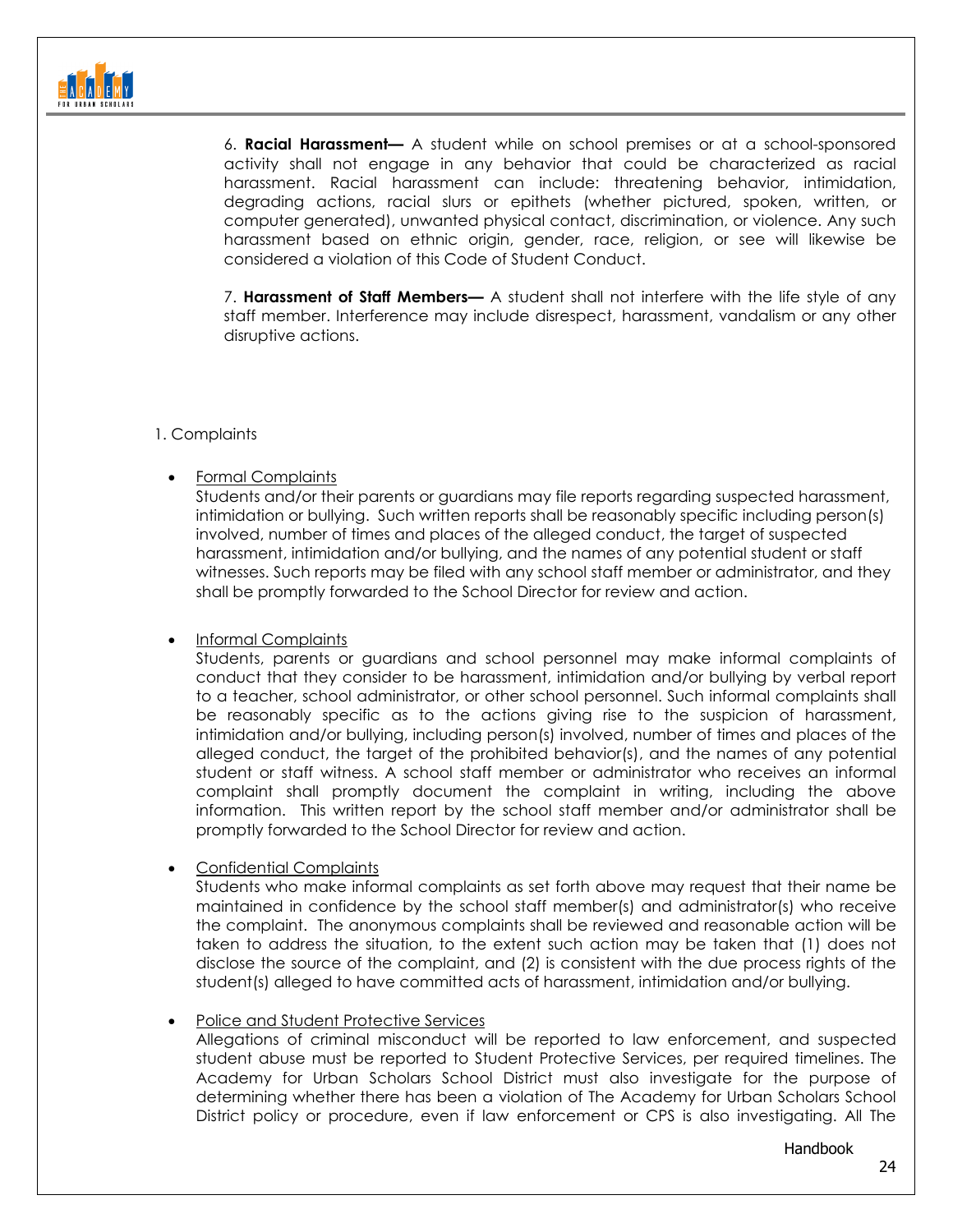6. **Racial Harassment—** A student while on school premises or at a school-sponsored activity shall not engage in any behavior that could be characterized as racial harassment. Racial harassment can include: threatening behavior, intimidation, degrading actions, racial slurs or epithets (whether pictured, spoken, written, or computer generated), unwanted physical contact, discrimination, or violence. Any such harassment based on ethnic origin, gender, race, religion, or see will likewise be considered a violation of this Code of Student Conduct.

7. **Harassment of Staff Members—** A student shall not interfere with the life style of any staff member. Interference may include disrespect, harassment, vandalism or any other disruptive actions.

1. Complaints

- Formal Complaints
  Students and/or their parents or guardians may file reports regarding suspected harassment, intimidation or bullying. Such written reports shall be reasonably specific including person(s) involved, number of times and places of the alleged conduct, the target of suspected harassment, intimidation and/or bullying, and the names of any potential student or staff witnesses. Such reports may be filed with any school staff member or administrator, and they shall be promptly forwarded to the School Director for review and action.

- Informal Complaints
  Students, parents or guardians and school personnel may make informal complaints of conduct that they consider to be harassment, intimidation and/or bullying by verbal report to a teacher, school administrator, or other school personnel. Such informal complaints shall be reasonably specific as to the actions giving rise to the suspicion of harassment, intimidation and/or bullying, including person(s) involved, number of times and places of the alleged conduct, the target of the prohibited behavior(s), and the names of any potential student or staff witness. A school staff member or administrator who receives an informal complaint shall promptly document the complaint in writing, including the above information. This written report by the school staff member and/or administrator shall be promptly forwarded to the School Director for review and action.

- Confidential Complaints
  Students who make informal complaints as set forth above may request that their name be maintained in confidence by the school staff member(s) and administrator(s) who receive the complaint. The anonymous complaints shall be reviewed and reasonable action will be taken to address the situation, to the extent such action may be taken that (1) does not disclose the source of the complaint, and (2) is consistent with the due process rights of the student(s) alleged to have committed acts of harassment, intimidation and/or bullying.

- Police and Student Protective Services
  Allegations of criminal misconduct will be reported to law enforcement, and suspected student abuse must be reported to Student Protective Services, per required timelines. The Academy for Urban Scholars School District must also investigate for the purpose of determining whether there has been a violation of The Academy for Urban Scholars School District policy or procedure, even if law enforcement or CPS is also investigating. All The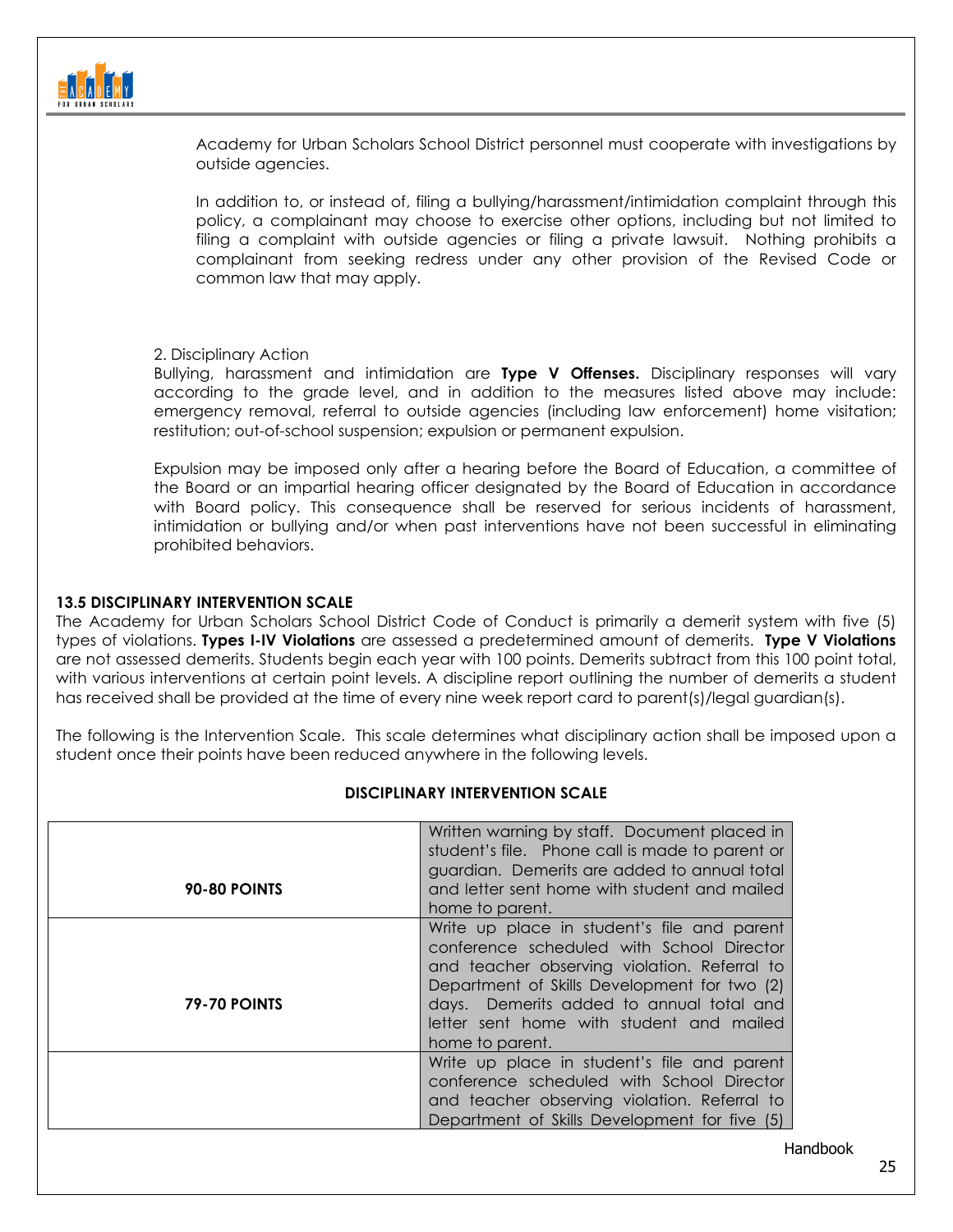Academy for Urban Scholars School District personnel must cooperate with investigations by outside agencies.

In addition to, or instead of, filing a bullying/harassment/intimidation complaint through this policy, a complainant may choose to exercise other options, including but not limited to filing a complaint with outside agencies or filing a private lawsuit. Nothing prohibits a complainant from seeking redress under any other provision of the Revised Code or common law that may apply.

2. Disciplinary Action

Bullying, harassment and intimidation are **Type V Offenses.** Disciplinary responses will vary according to the grade level, and in addition to the measures listed above may include: emergency removal, referral to outside agencies (including law enforcement) home visitation; restitution; out-of-school suspension; expulsion or permanent expulsion.

Expulsion may be imposed only after a hearing before the Board of Education, a committee of the Board or an impartial hearing officer designated by the Board of Education in accordance with Board policy. This consequence shall be reserved for serious incidents of harassment, intimidation or bullying and/or when past interventions have not been successful in eliminating prohibited behaviors.

### 13.5 DISCIPLINARY INTERVENTION SCALE

The Academy for Urban Scholars School District Code of Conduct is primarily a demerit system with five (5) types of violations. **Types I-IV Violations** are assessed a predetermined amount of demerits. **Type V Violations** are not assessed demerits. Students begin each year with 100 points. Demerits subtract from this 100 point total, with various interventions at certain point levels. A discipline report outlining the number of demerits a student has received shall be provided at the time of every nine week report card to parent(s)/legal guardian(s).

The following is the Intervention Scale. This scale determines what disciplinary action shall be imposed upon a student once their points have been reduced anywhere in the following levels.

**DISCIPLINARY INTERVENTION SCALE**

| | |
|---|---|
| **90-80 POINTS** | Written warning by staff. Document placed in student's file. Phone call is made to parent or guardian. Demerits are added to annual total and letter sent home with student and mailed home to parent. |
| **79-70 POINTS** | Write up place in student's file and parent conference scheduled with School Director and teacher observing violation. Referral to Department of Skills Development for two (2) days. Demerits added to annual total and letter sent home with student and mailed home to parent. |
| | Write up place in student's file and parent conference scheduled with School Director and teacher observing violation. Referral to Department of Skills Development for five (5) |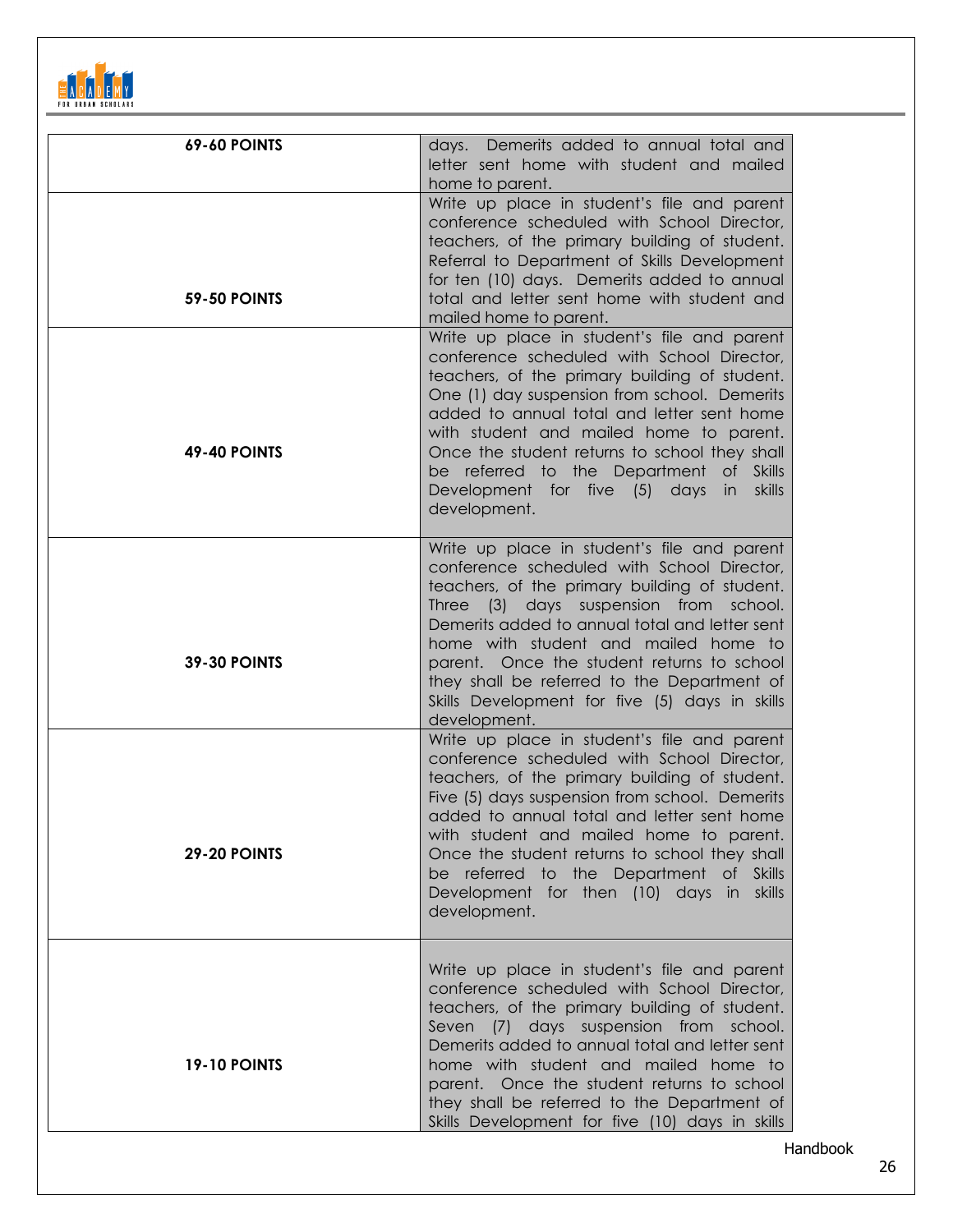| 69-60 POINTS | days. Demerits added to annual total and letter sent home with student and mailed home to parent. |
|---|---|
| 59-50 POINTS | Write up place in student's file and parent conference scheduled with School Director, teachers, of the primary building of student. Referral to Department of Skills Development for ten (10) days. Demerits added to annual total and letter sent home with student and mailed home to parent. |
| 49-40 POINTS | Write up place in student's file and parent conference scheduled with School Director, teachers, of the primary building of student. One (1) day suspension from school. Demerits added to annual total and letter sent home with student and mailed home to parent. Once the student returns to school they shall be referred to the Department of Skills Development for five (5) days in skills development. |
| 39-30 POINTS | Write up place in student's file and parent conference scheduled with School Director, teachers, of the primary building of student. Three (3) days suspension from school. Demerits added to annual total and letter sent home with student and mailed home to parent. Once the student returns to school they shall be referred to the Department of Skills Development for five (5) days in skills development. |
| 29-20 POINTS | Write up place in student's file and parent conference scheduled with School Director, teachers, of the primary building of student. Five (5) days suspension from school. Demerits added to annual total and letter sent home with student and mailed home to parent. Once the student returns to school they shall be referred to the Department of Skills Development for then (10) days in skills development. |
| 19-10 POINTS | Write up place in student's file and parent conference scheduled with School Director, teachers, of the primary building of student. Seven (7) days suspension from school. Demerits added to annual total and letter sent home with student and mailed home to parent. Once the student returns to school they shall be referred to the Department of Skills Development for five (10) days in skills |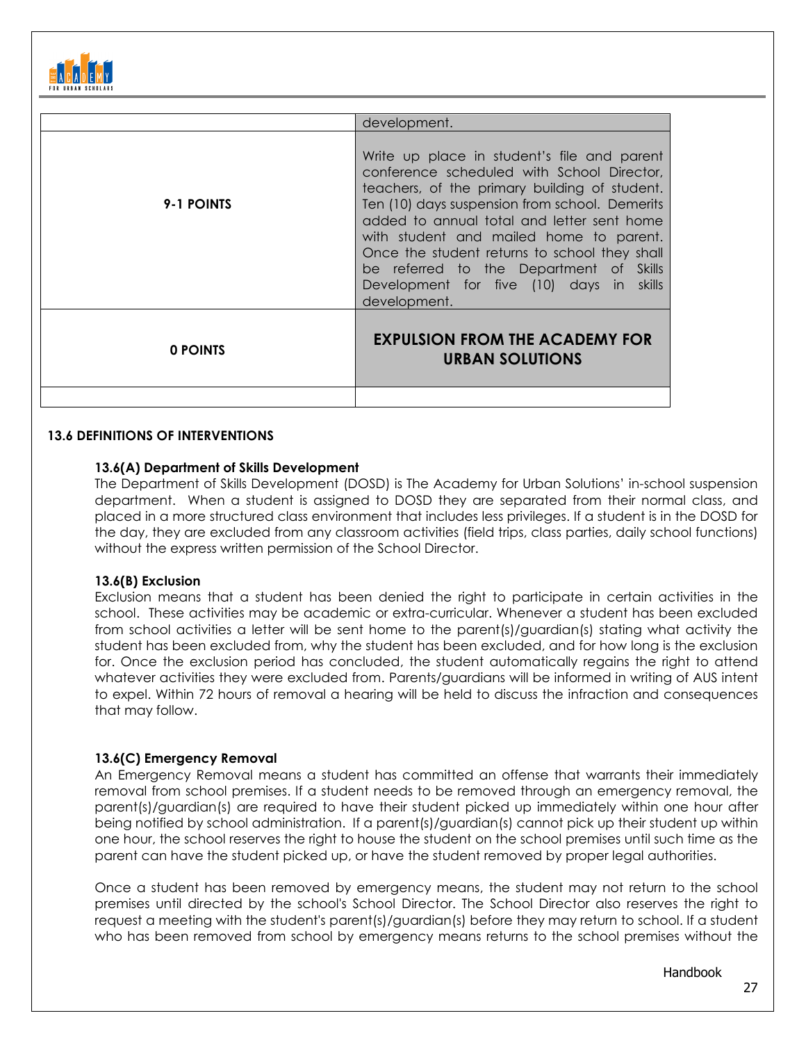| | |
|---|---|
| | development. |
| 9-1 POINTS | Write up place in student's file and parent conference scheduled with School Director, teachers, of the primary building of student. Ten (10) days suspension from school. Demerits added to annual total and letter sent home with student and mailed home to parent. Once the student returns to school they shall be referred to the Department of Skills Development for five (10) days in skills development. |
| 0 POINTS | **EXPULSION FROM THE ACADEMY FOR URBAN SOLUTIONS** |
| | |

### 13.6 DEFINITIONS OF INTERVENTIONS

#### 13.6(A) Department of Skills Development

The Department of Skills Development (DOSD) is The Academy for Urban Solutions' in-school suspension department. When a student is assigned to DOSD they are separated from their normal class, and placed in a more structured class environment that includes less privileges. If a student is in the DOSD for the day, they are excluded from any classroom activities (field trips, class parties, daily school functions) without the express written permission of the School Director.

#### 13.6(B) Exclusion

Exclusion means that a student has been denied the right to participate in certain activities in the school. These activities may be academic or extra-curricular. Whenever a student has been excluded from school activities a letter will be sent home to the parent(s)/guardian(s) stating what activity the student has been excluded from, why the student has been excluded, and for how long is the exclusion for. Once the exclusion period has concluded, the student automatically regains the right to attend whatever activities they were excluded from. Parents/guardians will be informed in writing of AUS intent to expel. Within 72 hours of removal a hearing will be held to discuss the infraction and consequences that may follow.

#### 13.6(C) Emergency Removal

An Emergency Removal means a student has committed an offense that warrants their immediately removal from school premises. If a student needs to be removed through an emergency removal, the parent(s)/guardian(s) are required to have their student picked up immediately within one hour after being notified by school administration. If a parent(s)/guardian(s) cannot pick up their student up within one hour, the school reserves the right to house the student on the school premises until such time as the parent can have the student picked up, or have the student removed by proper legal authorities.

Once a student has been removed by emergency means, the student may not return to the school premises until directed by the school's School Director. The School Director also reserves the right to request a meeting with the student's parent(s)/guardian(s) before they may return to school. If a student who has been removed from school by emergency means returns to the school premises without the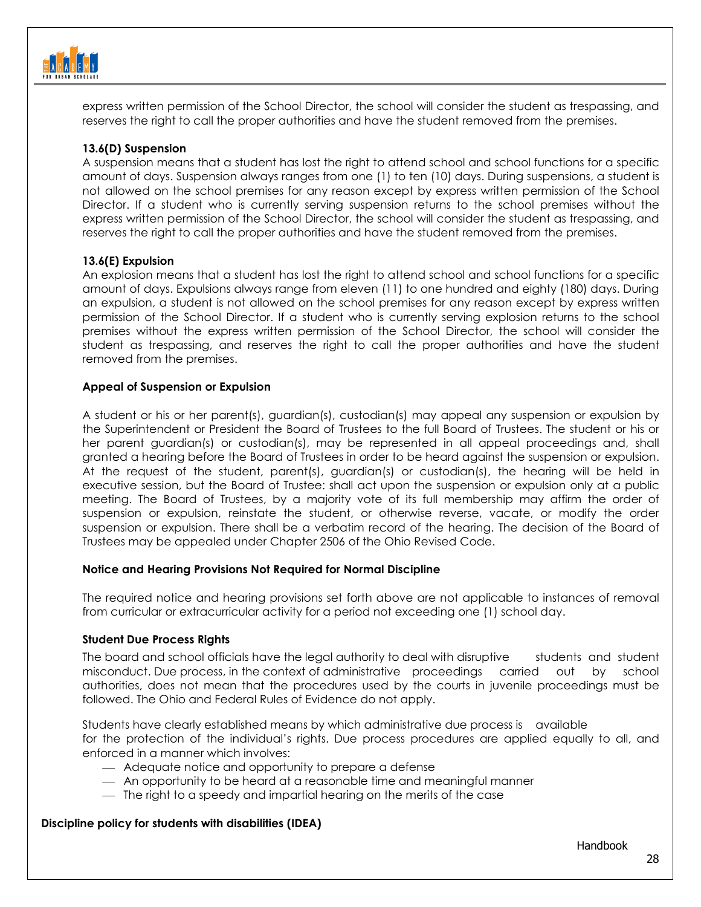express written permission of the School Director, the school will consider the student as trespassing, and reserves the right to call the proper authorities and have the student removed from the premises.

### 13.6(D) Suspension

A suspension means that a student has lost the right to attend school and school functions for a specific amount of days. Suspension always ranges from one (1) to ten (10) days. During suspensions, a student is not allowed on the school premises for any reason except by express written permission of the School Director. If a student who is currently serving suspension returns to the school premises without the express written permission of the School Director, the school will consider the student as trespassing, and reserves the right to call the proper authorities and have the student removed from the premises.

### 13.6(E) Expulsion

An explosion means that a student has lost the right to attend school and school functions for a specific amount of days. Expulsions always range from eleven (11) to one hundred and eighty (180) days. During an expulsion, a student is not allowed on the school premises for any reason except by express written permission of the School Director. If a student who is currently serving explosion returns to the school premises without the express written permission of the School Director, the school will consider the student as trespassing, and reserves the right to call the proper authorities and have the student removed from the premises.

### Appeal of Suspension or Expulsion

A student or his or her parent(s), guardian(s), custodian(s) may appeal any suspension or expulsion by the Superintendent or President the Board of Trustees to the full Board of Trustees. The student or his or her parent guardian(s) or custodian(s), may be represented in all appeal proceedings and, shall granted a hearing before the Board of Trustees in order to be heard against the suspension or expulsion. At the request of the student, parent(s), guardian(s) or custodian(s), the hearing will be held in executive session, but the Board of Trustee: shall act upon the suspension or expulsion only at a public meeting. The Board of Trustees, by a majority vote of its full membership may affirm the order of suspension or expulsion, reinstate the student, or otherwise reverse, vacate, or modify the order suspension or expulsion. There shall be a verbatim record of the hearing. The decision of the Board of Trustees may be appealed under Chapter 2506 of the Ohio Revised Code.

### Notice and Hearing Provisions Not Required for Normal Discipline

The required notice and hearing provisions set forth above are not applicable to instances of removal from curricular or extracurricular activity for a period not exceeding one (1) school day.

### Student Due Process Rights

The board and school officials have the legal authority to deal with disruptive students and student misconduct. Due process, in the context of administrative proceedings carried out by school authorities, does not mean that the procedures used by the courts in juvenile proceedings must be followed. The Ohio and Federal Rules of Evidence do not apply.

Students have clearly established means by which administrative due process is available for the protection of the individual's rights. Due process procedures are applied equally to all, and enforced in a manner which involves:

- Adequate notice and opportunity to prepare a defense
- An opportunity to be heard at a reasonable time and meaningful manner
- The right to a speedy and impartial hearing on the merits of the case

### Discipline policy for students with disabilities (IDEA)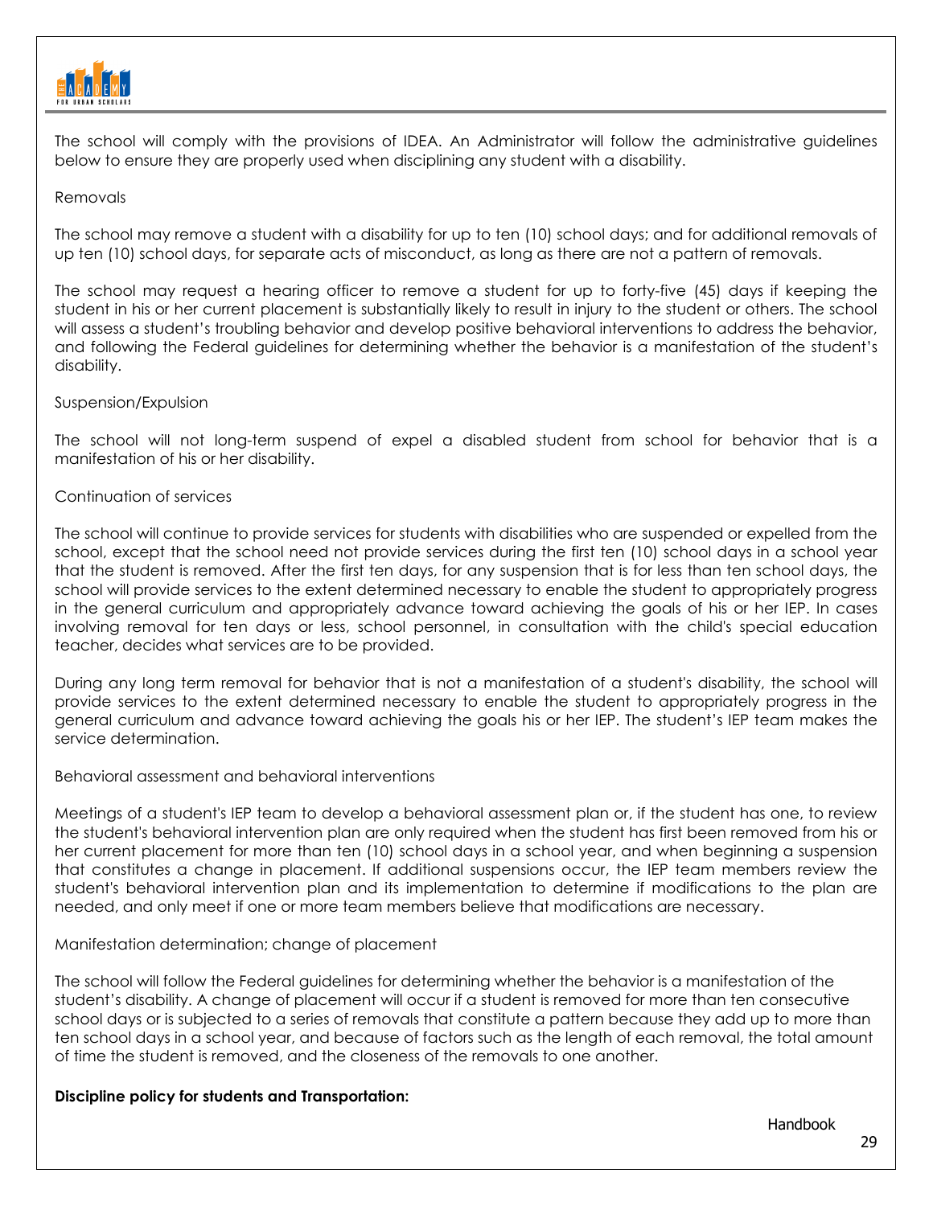The school will comply with the provisions of IDEA. An Administrator will follow the administrative guidelines below to ensure they are properly used when disciplining any student with a disability.

Removals

The school may remove a student with a disability for up to ten (10) school days; and for additional removals of up ten (10) school days, for separate acts of misconduct, as long as there are not a pattern of removals.

The school may request a hearing officer to remove a student for up to forty-five (45) days if keeping the student in his or her current placement is substantially likely to result in injury to the student or others. The school will assess a student's troubling behavior and develop positive behavioral interventions to address the behavior, and following the Federal guidelines for determining whether the behavior is a manifestation of the student's disability.

Suspension/Expulsion

The school will not long-term suspend of expel a disabled student from school for behavior that is a manifestation of his or her disability.

Continuation of services

The school will continue to provide services for students with disabilities who are suspended or expelled from the school, except that the school need not provide services during the first ten (10) school days in a school year that the student is removed. After the first ten days, for any suspension that is for less than ten school days, the school will provide services to the extent determined necessary to enable the student to appropriately progress in the general curriculum and appropriately advance toward achieving the goals of his or her IEP. In cases involving removal for ten days or less, school personnel, in consultation with the child's special education teacher, decides what services are to be provided.

During any long term removal for behavior that is not a manifestation of a student's disability, the school will provide services to the extent determined necessary to enable the student to appropriately progress in the general curriculum and advance toward achieving the goals his or her IEP. The student's IEP team makes the service determination.

Behavioral assessment and behavioral interventions

Meetings of a student's IEP team to develop a behavioral assessment plan or, if the student has one, to review the student's behavioral intervention plan are only required when the student has first been removed from his or her current placement for more than ten (10) school days in a school year, and when beginning a suspension that constitutes a change in placement. If additional suspensions occur, the IEP team members review the student's behavioral intervention plan and its implementation to determine if modifications to the plan are needed, and only meet if one or more team members believe that modifications are necessary.

Manifestation determination; change of placement

The school will follow the Federal guidelines for determining whether the behavior is a manifestation of the student's disability. A change of placement will occur if a student is removed for more than ten consecutive school days or is subjected to a series of removals that constitute a pattern because they add up to more than ten school days in a school year, and because of factors such as the length of each removal, the total amount of time the student is removed, and the closeness of the removals to one another.

**Discipline policy for students and Transportation:**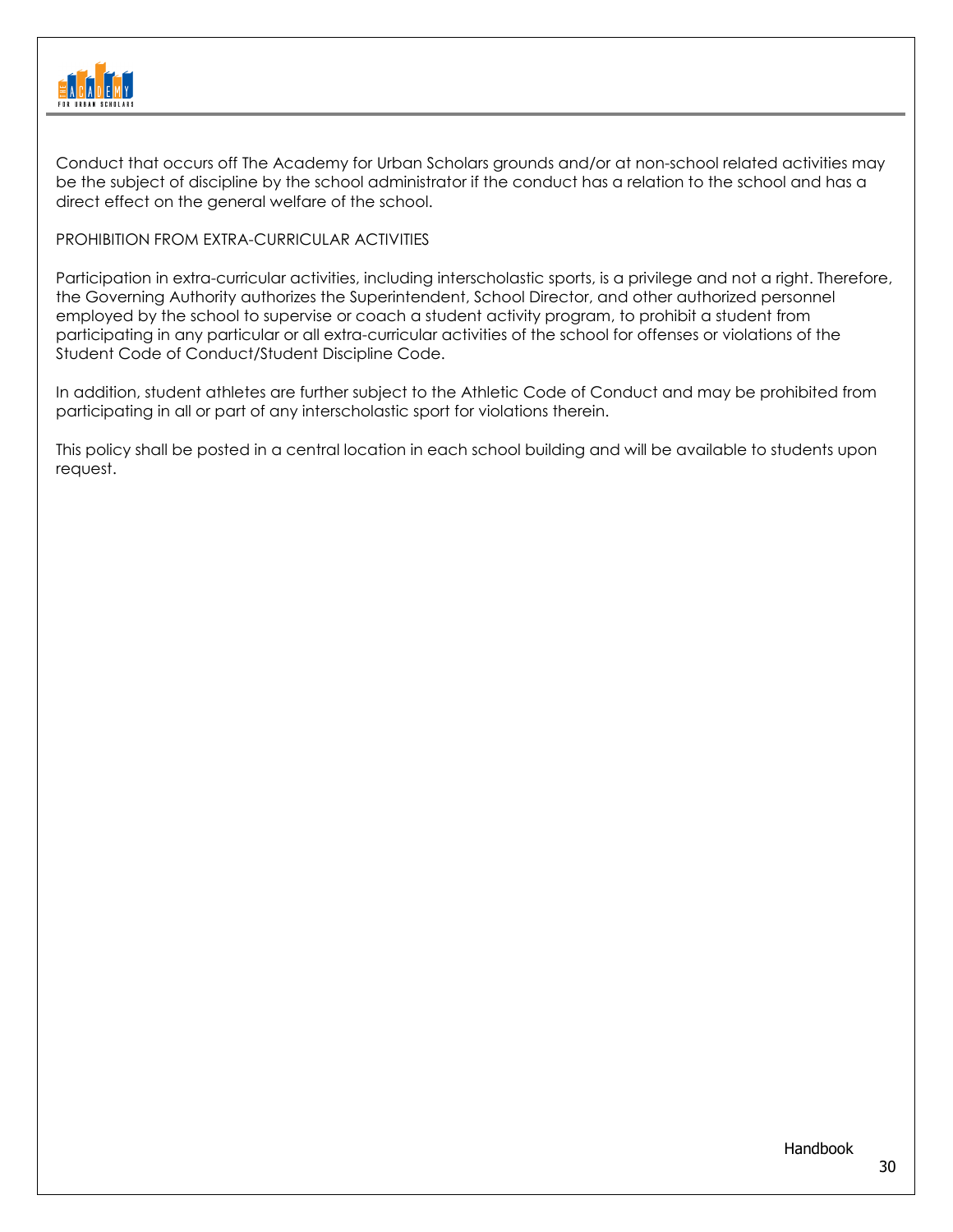Conduct that occurs off The Academy for Urban Scholars grounds and/or at non-school related activities may be the subject of discipline by the school administrator if the conduct has a relation to the school and has a direct effect on the general welfare of the school.

PROHIBITION FROM EXTRA-CURRICULAR ACTIVITIES

Participation in extra-curricular activities, including interscholastic sports, is a privilege and not a right. Therefore, the Governing Authority authorizes the Superintendent, School Director, and other authorized personnel employed by the school to supervise or coach a student activity program, to prohibit a student from participating in any particular or all extra-curricular activities of the school for offenses or violations of the Student Code of Conduct/Student Discipline Code.

In addition, student athletes are further subject to the Athletic Code of Conduct and may be prohibited from participating in all or part of any interscholastic sport for violations therein.

This policy shall be posted in a central location in each school building and will be available to students upon request.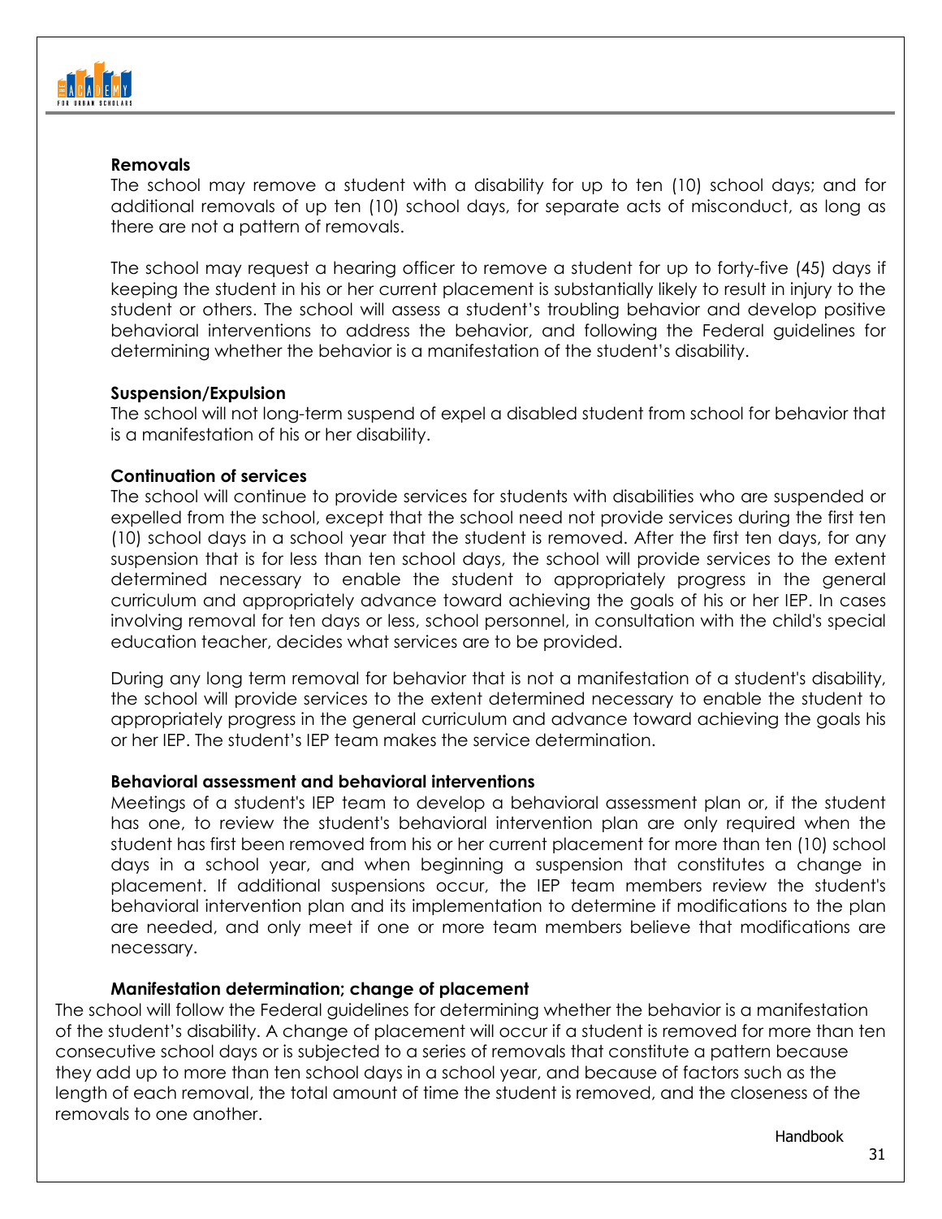**Removals**

The school may remove a student with a disability for up to ten (10) school days; and for additional removals of up ten (10) school days, for separate acts of misconduct, as long as there are not a pattern of removals.

The school may request a hearing officer to remove a student for up to forty-five (45) days if keeping the student in his or her current placement is substantially likely to result in injury to the student or others. The school will assess a student's troubling behavior and develop positive behavioral interventions to address the behavior, and following the Federal guidelines for determining whether the behavior is a manifestation of the student's disability.

**Suspension/Expulsion**

The school will not long-term suspend of expel a disabled student from school for behavior that is a manifestation of his or her disability.

**Continuation of services**

The school will continue to provide services for students with disabilities who are suspended or expelled from the school, except that the school need not provide services during the first ten (10) school days in a school year that the student is removed. After the first ten days, for any suspension that is for less than ten school days, the school will provide services to the extent determined necessary to enable the student to appropriately progress in the general curriculum and appropriately advance toward achieving the goals of his or her IEP. In cases involving removal for ten days or less, school personnel, in consultation with the child's special education teacher, decides what services are to be provided.

During any long term removal for behavior that is not a manifestation of a student's disability, the school will provide services to the extent determined necessary to enable the student to appropriately progress in the general curriculum and advance toward achieving the goals his or her IEP. The student's IEP team makes the service determination.

**Behavioral assessment and behavioral interventions**

Meetings of a student's IEP team to develop a behavioral assessment plan or, if the student has one, to review the student's behavioral intervention plan are only required when the student has first been removed from his or her current placement for more than ten (10) school days in a school year, and when beginning a suspension that constitutes a change in placement. If additional suspensions occur, the IEP team members review the student's behavioral intervention plan and its implementation to determine if modifications to the plan are needed, and only meet if one or more team members believe that modifications are necessary.

**Manifestation determination; change of placement**

The school will follow the Federal guidelines for determining whether the behavior is a manifestation of the student's disability. A change of placement will occur if a student is removed for more than ten consecutive school days or is subjected to a series of removals that constitute a pattern because they add up to more than ten school days in a school year, and because of factors such as the length of each removal, the total amount of time the student is removed, and the closeness of the removals to one another.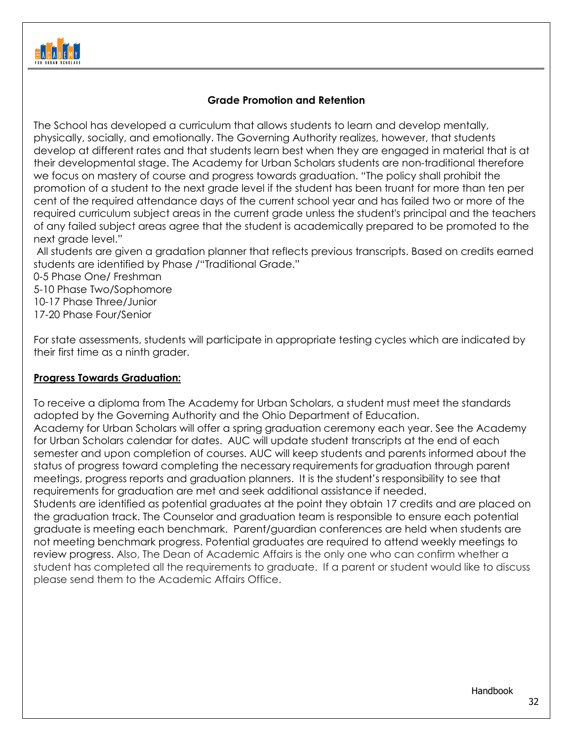## Grade Promotion and Retention

The School has developed a curriculum that allows students to learn and develop mentally, physically, socially, and emotionally. The Governing Authority realizes, however, that students develop at different rates and that students learn best when they are engaged in material that is at their developmental stage. The Academy for Urban Scholars students are non-traditional therefore we focus on mastery of course and progress towards graduation. "The policy shall prohibit the promotion of a student to the next grade level if the student has been truant for more than ten per cent of the required attendance days of the current school year and has failed two or more of the required curriculum subject areas in the current grade unless the student's principal and the teachers of any failed subject areas agree that the student is academically prepared to be promoted to the next grade level."

All students are given a gradation planner that reflects previous transcripts. Based on credits earned students are identified by Phase /"Traditional Grade."

0-5 Phase One/ Freshman
5-10 Phase Two/Sophomore
10-17 Phase Three/Junior
17-20 Phase Four/Senior

For state assessments, students will participate in appropriate testing cycles which are indicated by their first time as a ninth grader.

**Progress Towards Graduation:**

To receive a diploma from The Academy for Urban Scholars, a student must meet the standards adopted by the Governing Authority and the Ohio Department of Education.
Academy for Urban Scholars will offer a spring graduation ceremony each year. See the Academy for Urban Scholars calendar for dates. AUC will update student transcripts at the end of each semester and upon completion of courses. AUC will keep students and parents informed about the status of progress toward completing the necessary requirements for graduation through parent meetings, progress reports and graduation planners. It is the student's responsibility to see that requirements for graduation are met and seek additional assistance if needed.
Students are identified as potential graduates at the point they obtain 17 credits and are placed on the graduation track. The Counselor and graduation team is responsible to ensure each potential graduate is meeting each benchmark. Parent/guardian conferences are held when students are not meeting benchmark progress. Potential graduates are required to attend weekly meetings to review progress. Also, The Dean of Academic Affairs is the only one who can confirm whether a student has completed all the requirements to graduate. If a parent or student would like to discuss please send them to the Academic Affairs Office.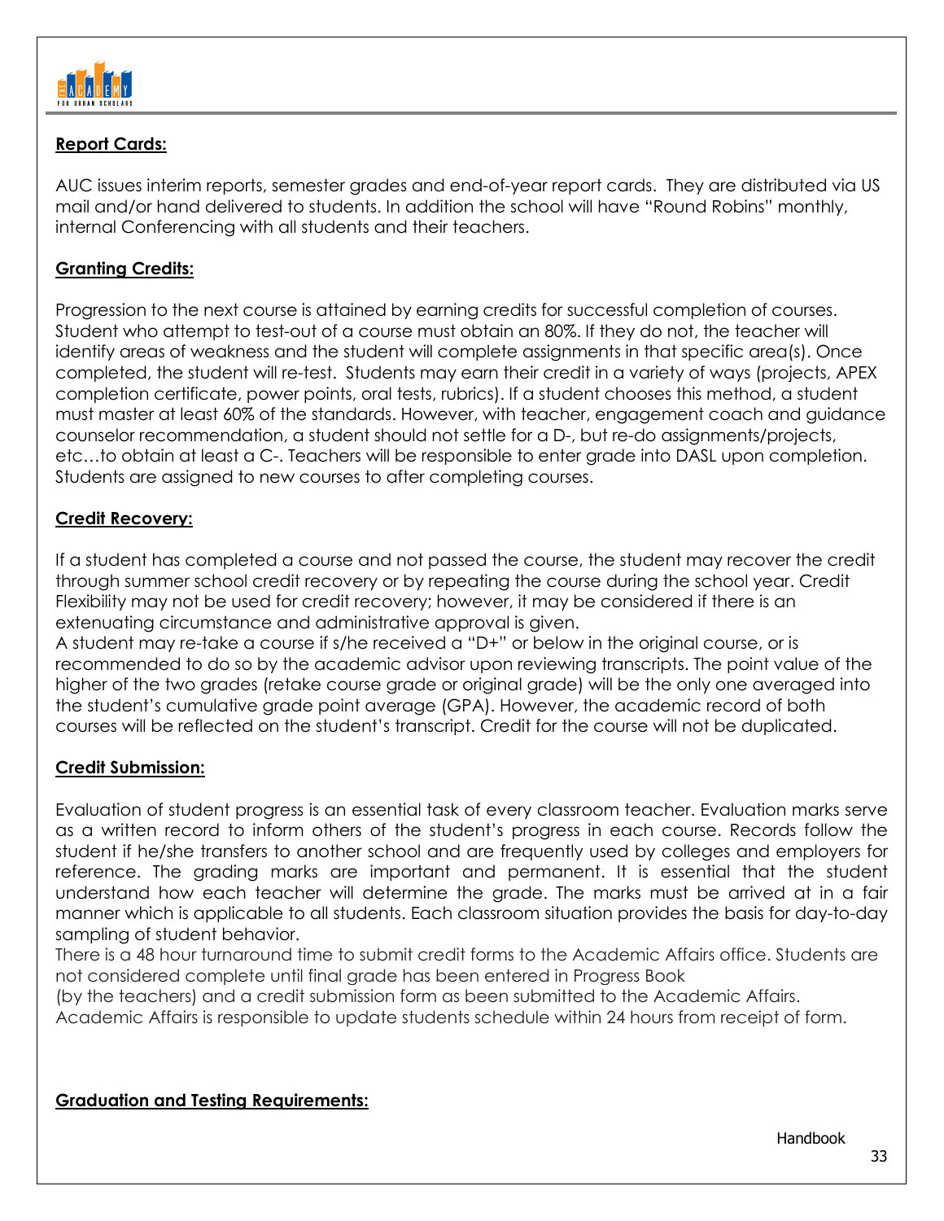## Report Cards:

AUC issues interim reports, semester grades and end-of-year report cards. They are distributed via US mail and/or hand delivered to students. In addition the school will have "Round Robins" monthly, internal Conferencing with all students and their teachers.

## Granting Credits:

Progression to the next course is attained by earning credits for successful completion of courses. Student who attempt to test-out of a course must obtain an 80%. If they do not, the teacher will identify areas of weakness and the student will complete assignments in that specific area(s). Once completed, the student will re-test. Students may earn their credit in a variety of ways (projects, APEX completion certificate, power points, oral tests, rubrics). If a student chooses this method, a student must master at least 60% of the standards. However, with teacher, engagement coach and guidance counselor recommendation, a student should not settle for a D-, but re-do assignments/projects, etc…to obtain at least a C-. Teachers will be responsible to enter grade into DASL upon completion. Students are assigned to new courses to after completing courses.

## Credit Recovery:

If a student has completed a course and not passed the course, the student may recover the credit through summer school credit recovery or by repeating the course during the school year. Credit Flexibility may not be used for credit recovery; however, it may be considered if there is an extenuating circumstance and administrative approval is given.

A student may re-take a course if s/he received a "D+" or below in the original course, or is recommended to do so by the academic advisor upon reviewing transcripts. The point value of the higher of the two grades (retake course grade or original grade) will be the only one averaged into the student's cumulative grade point average (GPA). However, the academic record of both courses will be reflected on the student's transcript. Credit for the course will not be duplicated.

## Credit Submission:

Evaluation of student progress is an essential task of every classroom teacher. Evaluation marks serve as a written record to inform others of the student's progress in each course. Records follow the student if he/she transfers to another school and are frequently used by colleges and employers for reference. The grading marks are important and permanent. It is essential that the student understand how each teacher will determine the grade. The marks must be arrived at in a fair manner which is applicable to all students. Each classroom situation provides the basis for day-to-day sampling of student behavior.

There is a 48 hour turnaround time to submit credit forms to the Academic Affairs office. Students are not considered complete until final grade has been entered in Progress Book (by the teachers) and a credit submission form as been submitted to the Academic Affairs.

Academic Affairs is responsible to update students schedule within 24 hours from receipt of form.

## Graduation and Testing Requirements: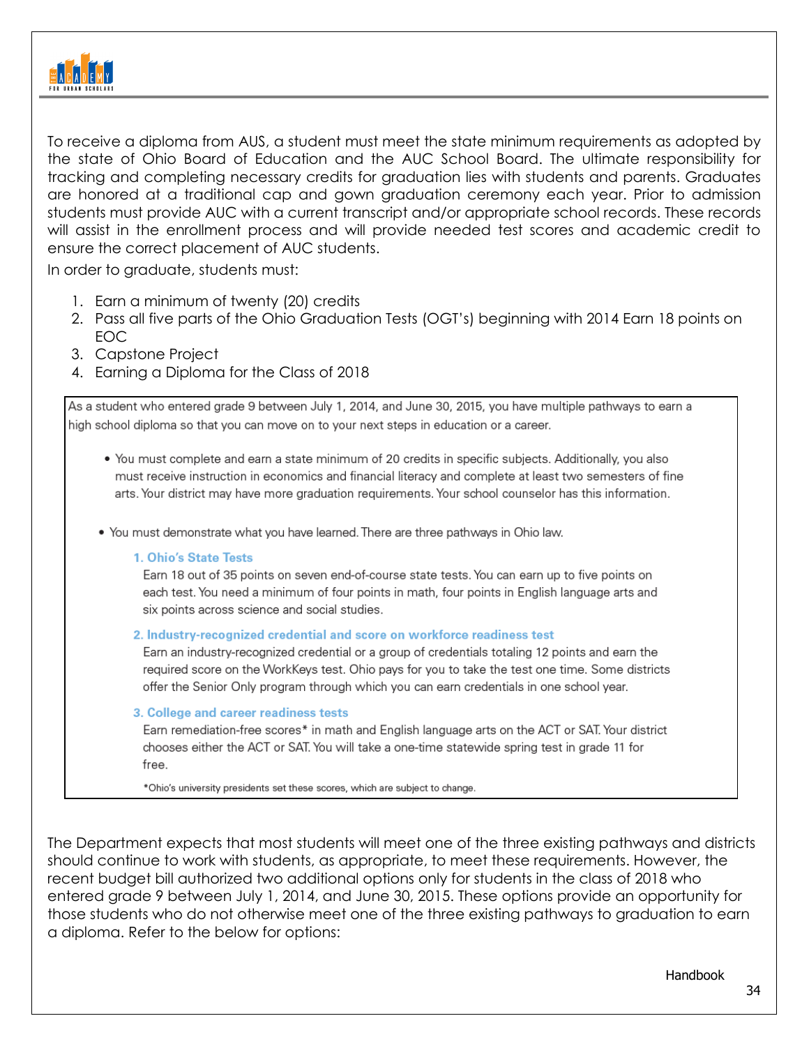To receive a diploma from AUS, a student must meet the state minimum requirements as adopted by the state of Ohio Board of Education and the AUC School Board. The ultimate responsibility for tracking and completing necessary credits for graduation lies with students and parents. Graduates are honored at a traditional cap and gown graduation ceremony each year. Prior to admission students must provide AUC with a current transcript and/or appropriate school records. These records will assist in the enrollment process and will provide needed test scores and academic credit to ensure the correct placement of AUC students.

In order to graduate, students must:

1. Earn a minimum of twenty (20) credits
2. Pass all five parts of the Ohio Graduation Tests (OGT's) beginning with 2014 Earn 18 points on EOC
3. Capstone Project
4. Earning a Diploma for the Class of 2018

As a student who entered grade 9 between July 1, 2014, and June 30, 2015, you have multiple pathways to earn a high school diploma so that you can move on to your next steps in education or a career.

- You must complete and earn a state minimum of 20 credits in specific subjects. Additionally, you also must receive instruction in economics and financial literacy and complete at least two semesters of fine arts. Your district may have more graduation requirements. Your school counselor has this information.

- You must demonstrate what you have learned. There are three pathways in Ohio law.

  1. **Ohio's State Tests**
     Earn 18 out of 35 points on seven end-of-course state tests. You can earn up to five points on each test. You need a minimum of four points in math, four points in English language arts and six points across science and social studies.

  2. **Industry-recognized credential and score on workforce readiness test**
     Earn an industry-recognized credential or a group of credentials totaling 12 points and earn the required score on the WorkKeys test. Ohio pays for you to take the test one time. Some districts offer the Senior Only program through which you can earn credentials in one school year.

  3. **College and career readiness tests**
     Earn remediation-free scores* in math and English language arts on the ACT or SAT. Your district chooses either the ACT or SAT. You will take a one-time statewide spring test in grade 11 for free.

*Ohio's university presidents set these scores, which are subject to change.

The Department expects that most students will meet one of the three existing pathways and districts should continue to work with students, as appropriate, to meet these requirements. However, the recent budget bill authorized two additional options only for students in the class of 2018 who entered grade 9 between July 1, 2014, and June 30, 2015. These options provide an opportunity for those students who do not otherwise meet one of the three existing pathways to graduation to earn a diploma. Refer to the below for options: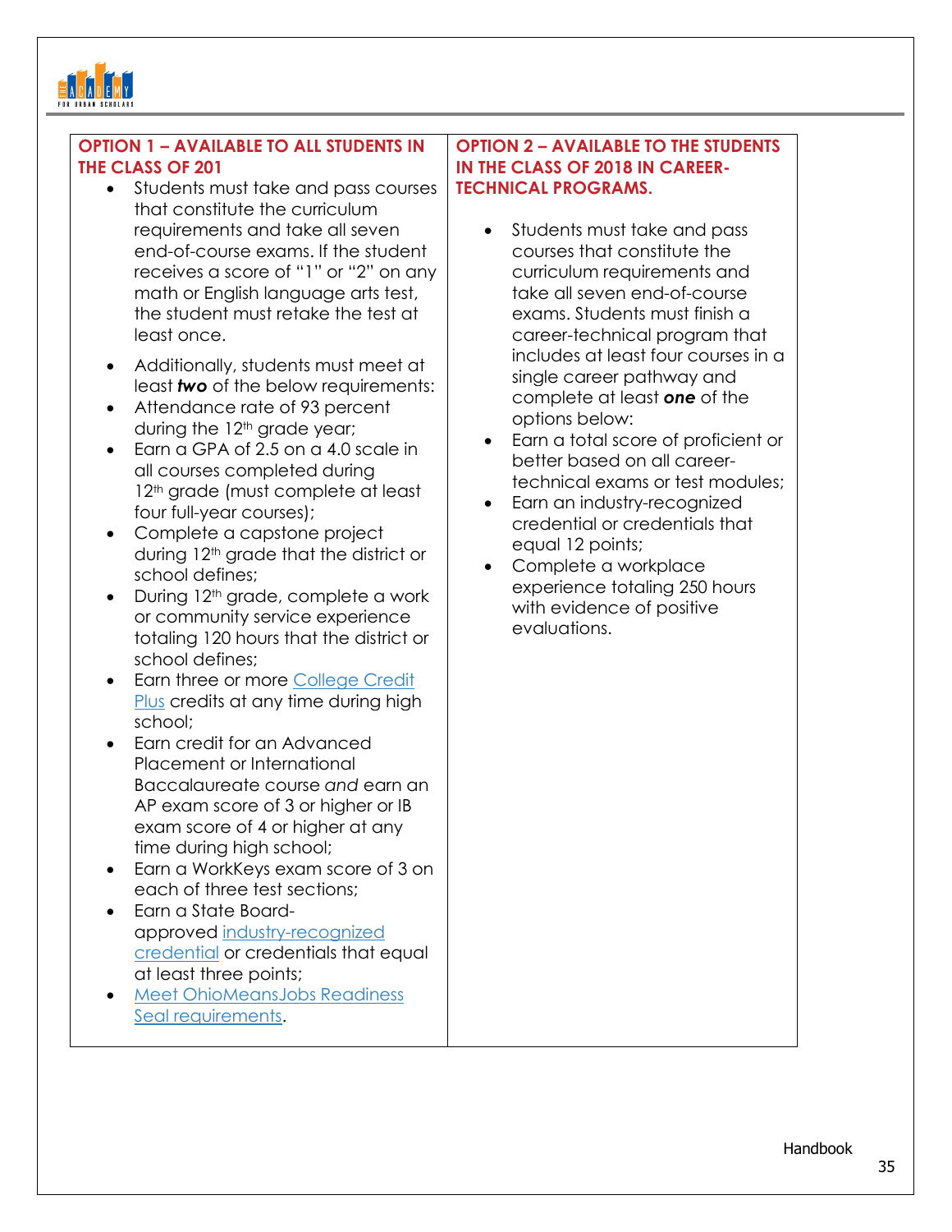| OPTION 1 – AVAILABLE TO ALL STUDENTS IN THE CLASS OF 201 | OPTION 2 – AVAILABLE TO THE STUDENTS IN THE CLASS OF 2018 IN CAREER-TECHNICAL PROGRAMS. |
|---|---|
| • Students must take and pass courses that constitute the curriculum requirements and take all seven end-of-course exams. If the student receives a score of "1" or "2" on any math or English language arts test, the student must retake the test at least once.<br>• Additionally, students must meet at least ***two*** of the below requirements:<br>• Attendance rate of 93 percent during the 12th grade year;<br>• Earn a GPA of 2.5 on a 4.0 scale in all courses completed during 12th grade (must complete at least four full-year courses);<br>• Complete a capstone project during 12th grade that the district or school defines;<br>• During 12th grade, complete a work or community service experience totaling 120 hours that the district or school defines;<br>• Earn three or more College Credit Plus credits at any time during high school;<br>• Earn credit for an Advanced Placement or International Baccalaureate course *and* earn an AP exam score of 3 or higher or IB exam score of 4 or higher at any time during high school;<br>• Earn a WorkKeys exam score of 3 on each of three test sections;<br>• Earn a State Board-approved industry-recognized credential or credentials that equal at least three points;<br>• Meet OhioMeansJobs Readiness Seal requirements. | • Students must take and pass courses that constitute the curriculum requirements and take all seven end-of-course exams. Students must finish a career-technical program that includes at least four courses in a single career pathway and complete at least ***one*** of the options below:<br>• Earn a total score of proficient or better based on all career-technical exams or test modules;<br>• Earn an industry-recognized credential or credentials that equal 12 points;<br>• Complete a workplace experience totaling 250 hours with evidence of positive evaluations. |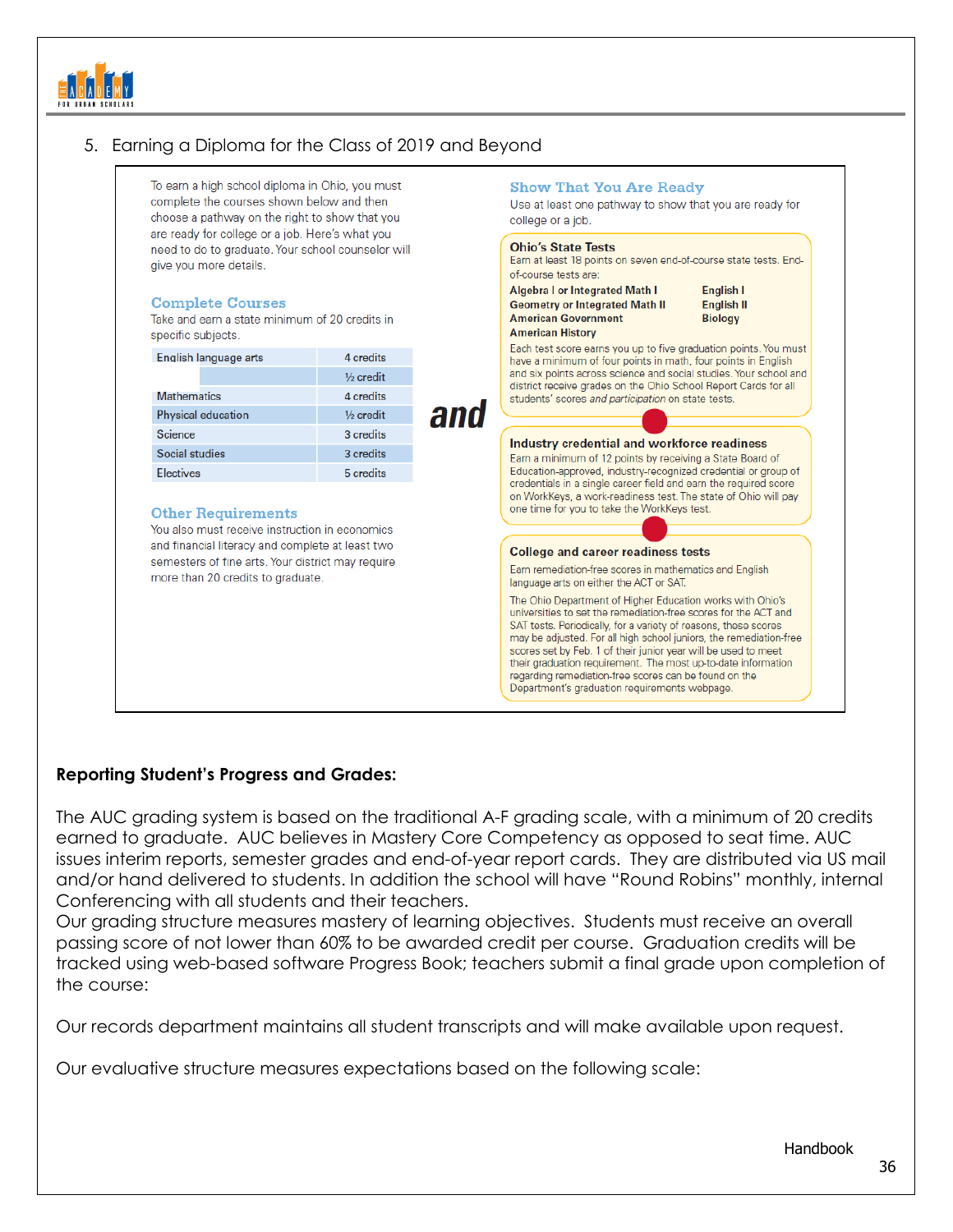5. Earning a Diploma for the Class of 2019 and Beyond

To earn a high school diploma in Ohio, you must complete the courses shown below and then choose a pathway on the right to show that you are ready for college or a job. Here's what you need to do to graduate. Your school counselor will give you more details.

### Complete Courses

Take and earn a state minimum of 20 credits in specific subjects.

| | |
|---|---|
| English language arts | 4 credits |
| | ½ credit |
| Mathematics | 4 credits |
| Physical education | ½ credit |
| Science | 3 credits |
| Social studies | 3 credits |
| Electives | 5 credits |

### Other Requirements

You also must receive instruction in economics and financial literacy and complete at least two semesters of fine arts. Your district may require more than 20 credits to graduate.

**and**

### Show That You Are Ready

Use at least one pathway to show that you are ready for college or a job.

**Ohio's State Tests**

Earn at least 18 points on seven end-of-course state tests. End-of-course tests are:

| | |
|---|---|
| **Algebra I or Integrated Math I** | **English I** |
| **Geometry or Integrated Math II** | **English II** |
| **American Government** | **Biology** |
| **American History** | |

Each test score earns you up to five graduation points. You must have a minimum of four points in math, four points in English and six points across science and social studies. Your school and district receive grades on the Ohio School Report Cards for all students' scores *and participation* on state tests.

**Industry credential and workforce readiness**

Earn a minimum of 12 points by receiving a State Board of Education-approved, industry-recognized credential or group of credentials in a single career field and earn the required score on WorkKeys, a work-readiness test. The state of Ohio will pay one time for you to take the WorkKeys test.

**College and career readiness tests**

Earn remediation-free scores in mathematics and English language arts on either the ACT or SAT.

The Ohio Department of Higher Education works with Ohio's universities to set the remediation-free scores for the ACT and SAT tests. Periodically, for a variety of reasons, these scores may be adjusted. For all high school juniors, the remediation-free scores set by Feb. 1 of their junior year will be used to meet their graduation requirement. The most up-to-date information regarding remediation-free scores can be found on the Department's graduation requirements webpage.

**Reporting Student's Progress and Grades:**

The AUC grading system is based on the traditional A-F grading scale, with a minimum of 20 credits earned to graduate. AUC believes in Mastery Core Competency as opposed to seat time. AUC issues interim reports, semester grades and end-of-year report cards. They are distributed via US mail and/or hand delivered to students. In addition the school will have "Round Robins" monthly, internal Conferencing with all students and their teachers.
Our grading structure measures mastery of learning objectives. Students must receive an overall passing score of not lower than 60% to be awarded credit per course. Graduation credits will be tracked using web-based software Progress Book; teachers submit a final grade upon completion of the course:

Our records department maintains all student transcripts and will make available upon request.

Our evaluative structure measures expectations based on the following scale: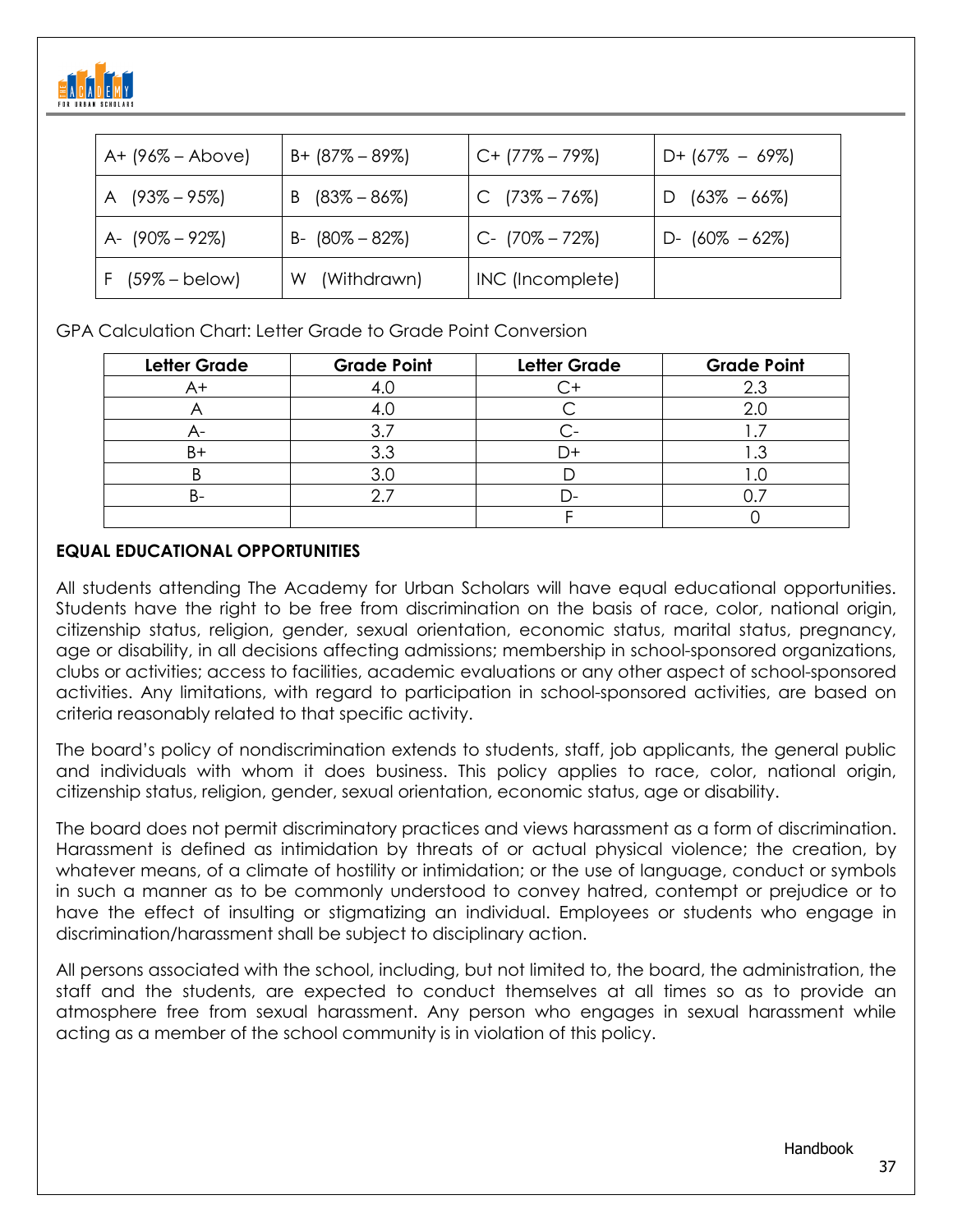| A+ (96% – Above) | B+ (87% – 89%) | C+ (77% – 79%) | D+ (67% – 69%) |
|---|---|---|---|
| A (93% – 95%) | B (83% – 86%) | C (73% – 76%) | D (63% – 66%) |
| A- (90% – 92%) | B- (80% – 82%) | C- (70% – 72%) | D- (60% – 62%) |
| F (59% – below) | W (Withdrawn) | INC (Incomplete) | |

GPA Calculation Chart: Letter Grade to Grade Point Conversion

| Letter Grade | Grade Point | Letter Grade | Grade Point |
|---|---|---|---|
| A+ | 4.0 | C+ | 2.3 |
| A | 4.0 | C | 2.0 |
| A- | 3.7 | C- | 1.7 |
| B+ | 3.3 | D+ | 1.3 |
| B | 3.0 | D | 1.0 |
| B- | 2.7 | D- | 0.7 |
| | | F | 0 |

**EQUAL EDUCATIONAL OPPORTUNITIES**

All students attending The Academy for Urban Scholars will have equal educational opportunities. Students have the right to be free from discrimination on the basis of race, color, national origin, citizenship status, religion, gender, sexual orientation, economic status, marital status, pregnancy, age or disability, in all decisions affecting admissions; membership in school-sponsored organizations, clubs or activities; access to facilities, academic evaluations or any other aspect of school-sponsored activities. Any limitations, with regard to participation in school-sponsored activities, are based on criteria reasonably related to that specific activity.

The board's policy of nondiscrimination extends to students, staff, job applicants, the general public and individuals with whom it does business. This policy applies to race, color, national origin, citizenship status, religion, gender, sexual orientation, economic status, age or disability.

The board does not permit discriminatory practices and views harassment as a form of discrimination. Harassment is defined as intimidation by threats of or actual physical violence; the creation, by whatever means, of a climate of hostility or intimidation; or the use of language, conduct or symbols in such a manner as to be commonly understood to convey hatred, contempt or prejudice or to have the effect of insulting or stigmatizing an individual. Employees or students who engage in discrimination/harassment shall be subject to disciplinary action.

All persons associated with the school, including, but not limited to, the board, the administration, the staff and the students, are expected to conduct themselves at all times so as to provide an atmosphere free from sexual harassment. Any person who engages in sexual harassment while acting as a member of the school community is in violation of this policy.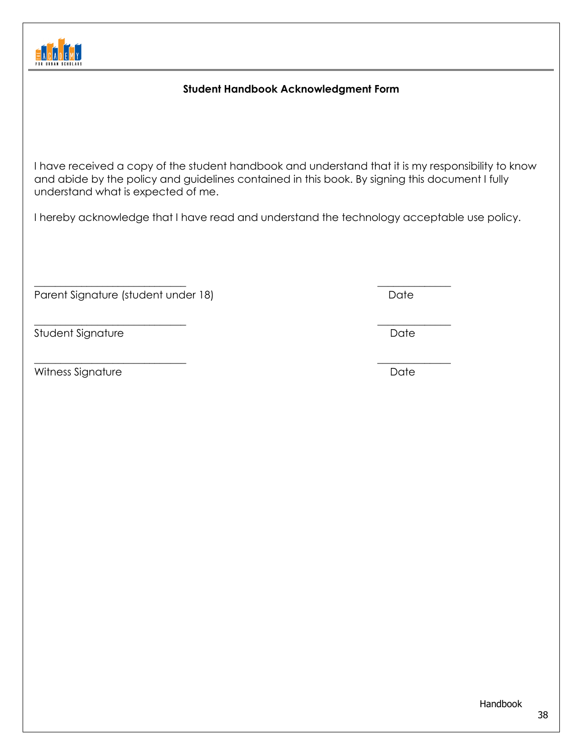**Student Handbook Acknowledgment Form**

I have received a copy of the student handbook and understand that it is my responsibility to know and abide by the policy and guidelines contained in this book. By signing this document I fully understand what is expected of me.

I hereby acknowledge that I have read and understand the technology acceptable use policy.

\_\_\_\_\_\_\_\_\_\_\_\_\_\_\_\_\_\_\_\_\_\_\_\_\_\_\_\_ \_\_\_\_\_\_\_\_\_\_\_\_\_\_

Parent Signature (student under 18) Date

\_\_\_\_\_\_\_\_\_\_\_\_\_\_\_\_\_\_\_\_\_\_\_\_\_\_\_\_ \_\_\_\_\_\_\_\_\_\_\_\_\_\_

Student Signature Date

\_\_\_\_\_\_\_\_\_\_\_\_\_\_\_\_\_\_\_\_\_\_\_\_\_\_\_\_ \_\_\_\_\_\_\_\_\_\_\_\_\_\_

Witness Signature Date